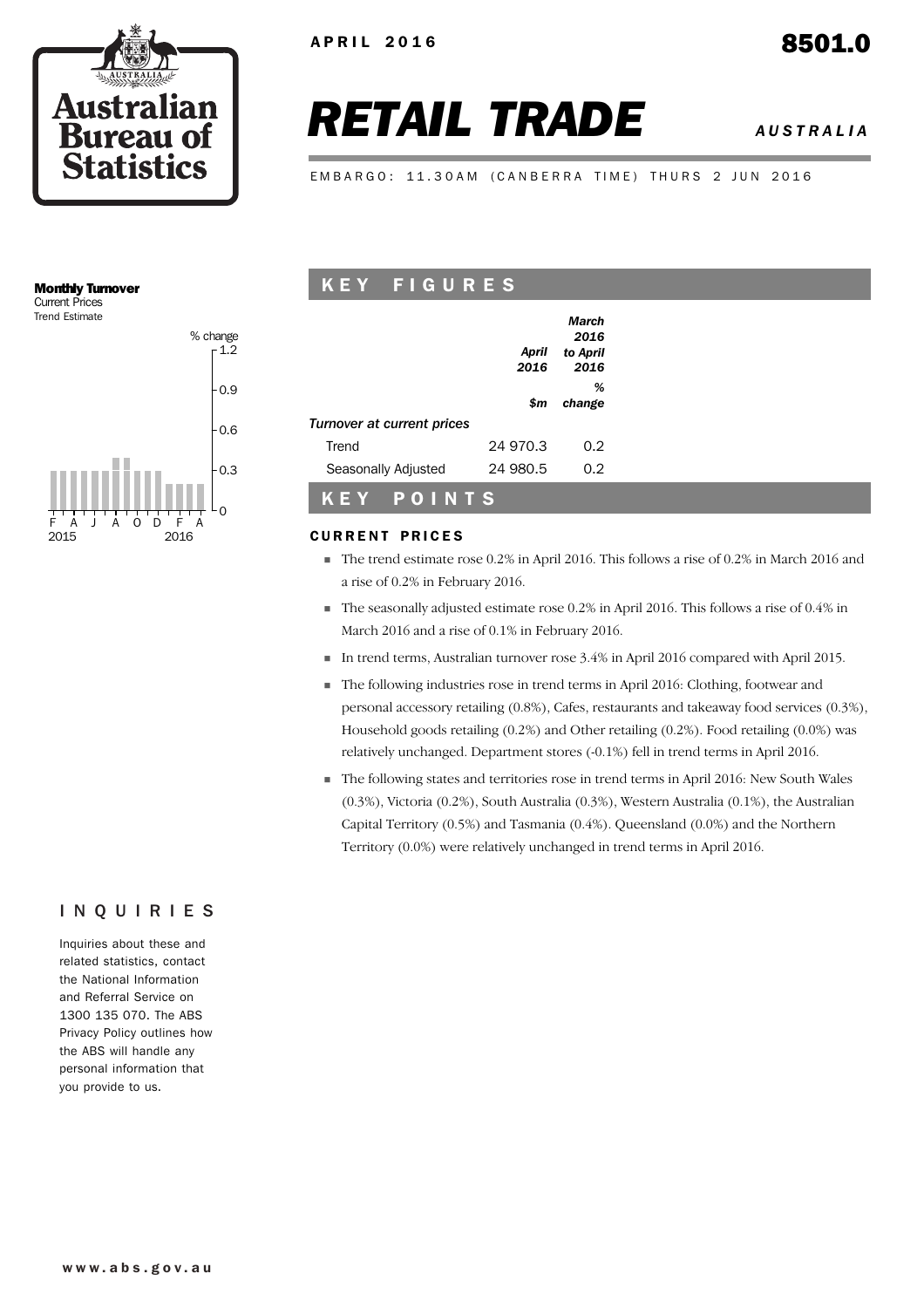APRIL 2016

8501.0

# RETAIL TRADE

*AUSTRALIA*

EMBARGO: 11.30AM (CANBERRA TIME) THURS 2 JUN 2016

**Monthly Turnover**
Current Prices
Trend Estimate

## KEY FIGURES

| | April 2016 | March 2016 to April 2016 |
|---|---|---|
| | $m | % change |
| *Turnover at current prices* | | |
| Trend | 24 970.3 | 0.2 |
| Seasonally Adjusted | 24 980.5 | 0.2 |

## KEY POINTS

### CURRENT PRICES

- The trend estimate rose 0.2% in April 2016. This follows a rise of 0.2% in March 2016 and a rise of 0.2% in February 2016.
- The seasonally adjusted estimate rose 0.2% in April 2016. This follows a rise of 0.4% in March 2016 and a rise of 0.1% in February 2016.
- In trend terms, Australian turnover rose 3.4% in April 2016 compared with April 2015.
- The following industries rose in trend terms in April 2016: Clothing, footwear and personal accessory retailing (0.8%), Cafes, restaurants and takeaway food services (0.3%), Household goods retailing (0.2%) and Other retailing (0.2%). Food retailing (0.0%) was relatively unchanged. Department stores (-0.1%) fell in trend terms in April 2016.
- The following states and territories rose in trend terms in April 2016: New South Wales (0.3%), Victoria (0.2%), South Australia (0.3%), Western Australia (0.1%), the Australian Capital Territory (0.5%) and Tasmania (0.4%). Queensland (0.0%) and the Northern Territory (0.0%) were relatively unchanged in trend terms in April 2016.

## INQUIRIES

Inquiries about these and related statistics, contact the National Information and Referral Service on 1300 135 070. The ABS Privacy Policy outlines how the ABS will handle any personal information that you provide to us.

www.abs.gov.au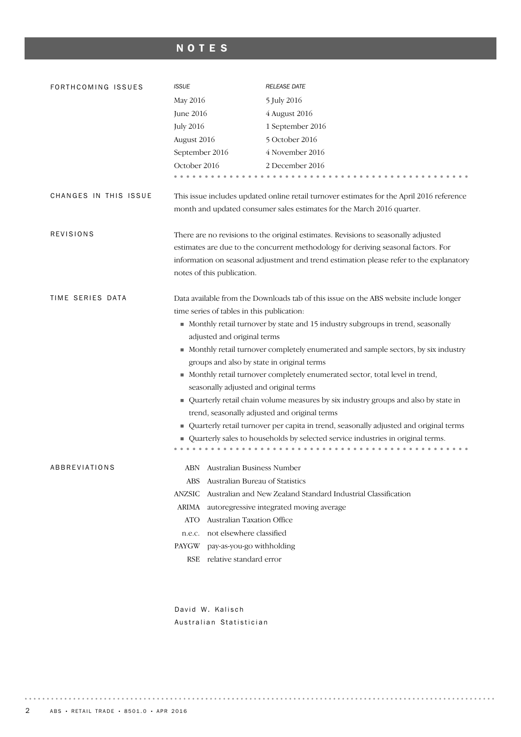# NOTES

## FORTHCOMING ISSUES

| *ISSUE* | *RELEASE DATE* |
| --- | --- |
| May 2016 | 5 July 2016 |
| June 2016 | 4 August 2016 |
| July 2016 | 1 September 2016 |
| August 2016 | 5 October 2016 |
| September 2016 | 4 November 2016 |
| October 2016 | 2 December 2016 |

## CHANGES IN THIS ISSUE

This issue includes updated online retail turnover estimates for the April 2016 reference month and updated consumer sales estimates for the March 2016 quarter.

## REVISIONS

There are no revisions to the original estimates. Revisions to seasonally adjusted estimates are due to the concurrent methodology for deriving seasonal factors. For information on seasonal adjustment and trend estimation please refer to the explanatory notes of this publication.

## TIME SERIES DATA

Data available from the Downloads tab of this issue on the ABS website include longer time series of tables in this publication:

- Monthly retail turnover by state and 15 industry subgroups in trend, seasonally adjusted and original terms
- Monthly retail turnover completely enumerated and sample sectors, by six industry groups and also by state in original terms
- Monthly retail turnover completely enumerated sector, total level in trend, seasonally adjusted and original terms
- Quarterly retail chain volume measures by six industry groups and also by state in trend, seasonally adjusted and original terms
- Quarterly retail turnover per capita in trend, seasonally adjusted and original terms
- Quarterly sales to households by selected service industries in original terms.

## ABBREVIATIONS

| | |
| --- | --- |
| ABN | Australian Business Number |
| ABS | Australian Bureau of Statistics |
| ANZSIC | Australian and New Zealand Standard Industrial Classification |
| ARIMA | autoregressive integrated moving average |
| ATO | Australian Taxation Office |
| n.e.c. | not elsewhere classified |
| PAYGW | pay-as-you-go withholding |
| RSE | relative standard error |

David W. Kalisch
Australian Statistician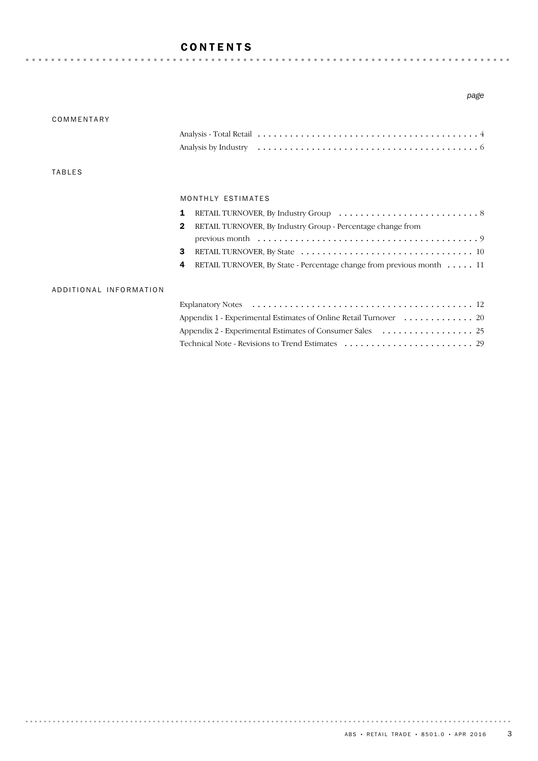# CONTENTS

*page*

## COMMENTARY

Analysis - Total Retail . . . . . . . . . . . . . . . . . . . . . . . . . . . . . . . . . . . . . . . . . 4

Analysis by Industry . . . . . . . . . . . . . . . . . . . . . . . . . . . . . . . . . . . . . . . . . 6

## TABLES

### MONTHLY ESTIMATES

**1** RETAIL TURNOVER, By Industry Group . . . . . . . . . . . . . . . . . . . . . . . . . . 8

**2** RETAIL TURNOVER, By Industry Group - Percentage change from previous month . . . . . . . . . . . . . . . . . . . . . . . . . . . . . . . . . . . . . . . . 9

**3** RETAIL TURNOVER, By State . . . . . . . . . . . . . . . . . . . . . . . . . . . . . . . 10

**4** RETAIL TURNOVER, By State - Percentage change from previous month . . . . . 11

## ADDITIONAL INFORMATION

Explanatory Notes . . . . . . . . . . . . . . . . . . . . . . . . . . . . . . . . . . . . . . . . . 12

Appendix 1 - Experimental Estimates of Online Retail Turnover . . . . . . . . . . . . . 20

Appendix 2 - Experimental Estimates of Consumer Sales . . . . . . . . . . . . . . . . . 25

Technical Note - Revisions to Trend Estimates . . . . . . . . . . . . . . . . . . . . . . . . 29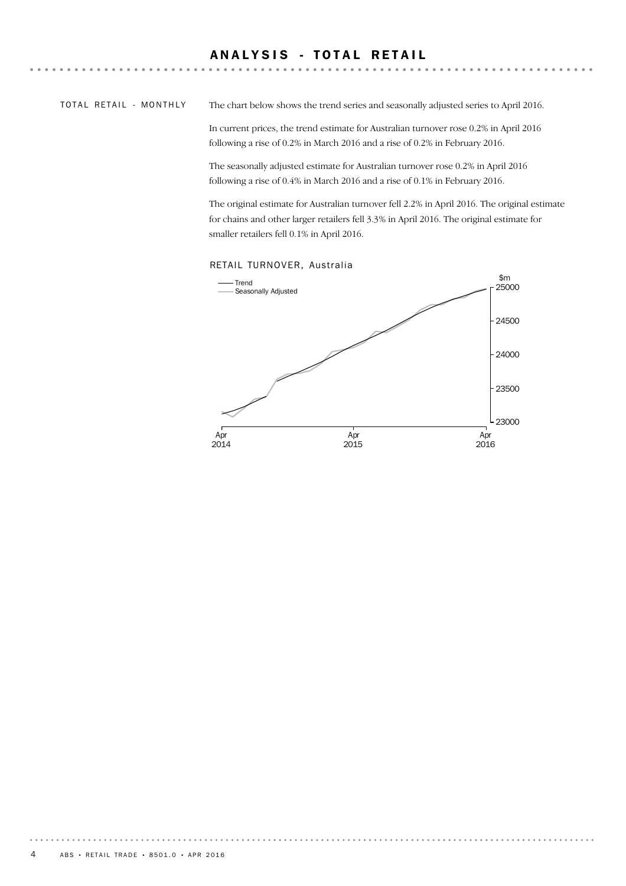# ANALYSIS - TOTAL RETAIL

## TOTAL RETAIL - MONTHLY

The chart below shows the trend series and seasonally adjusted series to April 2016.

In current prices, the trend estimate for Australian turnover rose 0.2% in April 2016 following a rise of 0.2% in March 2016 and a rise of 0.2% in February 2016.

The seasonally adjusted estimate for Australian turnover rose 0.2% in April 2016 following a rise of 0.4% in March 2016 and a rise of 0.1% in February 2016.

The original estimate for Australian turnover fell 2.2% in April 2016. The original estimate for chains and other larger retailers fell 3.3% in April 2016. The original estimate for smaller retailers fell 0.1% in April 2016.

RETAIL TURNOVER, Australia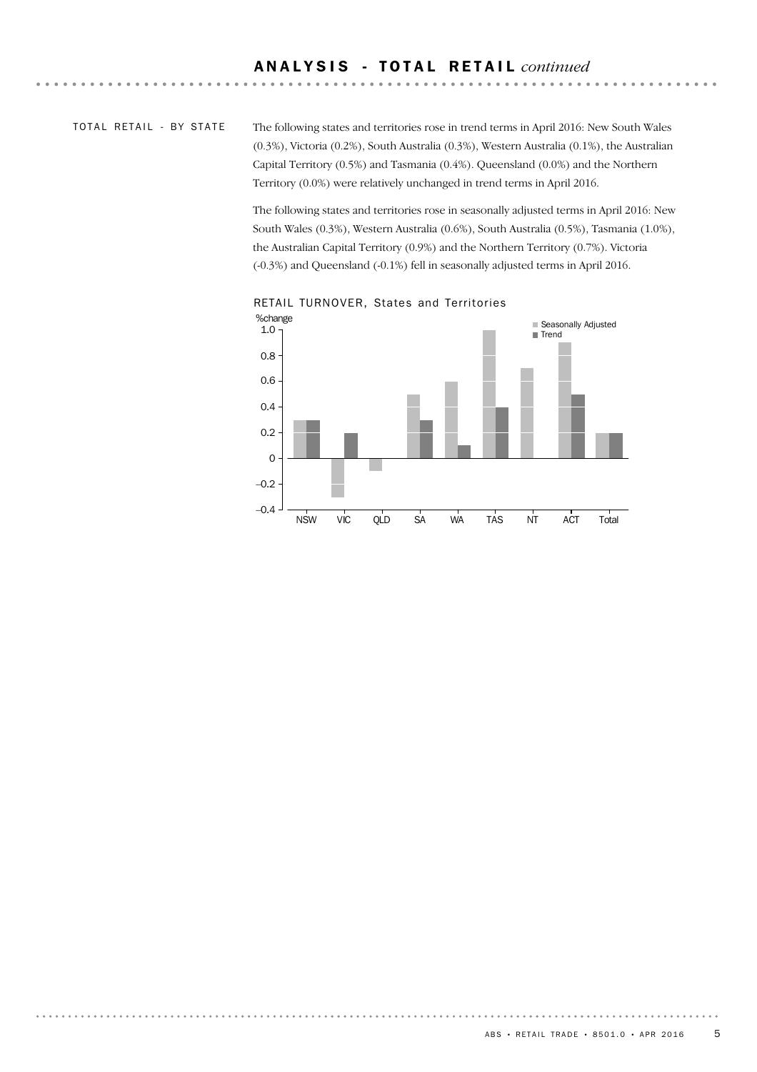## ANALYSIS - TOTAL RETAIL *continued*

### TOTAL RETAIL - BY STATE

The following states and territories rose in trend terms in April 2016: New South Wales (0.3%), Victoria (0.2%), South Australia (0.3%), Western Australia (0.1%), the Australian Capital Territory (0.5%) and Tasmania (0.4%). Queensland (0.0%) and the Northern Territory (0.0%) were relatively unchanged in trend terms in April 2016.

The following states and territories rose in seasonally adjusted terms in April 2016: New South Wales (0.3%), Western Australia (0.6%), South Australia (0.5%), Tasmania (1.0%), the Australian Capital Territory (0.9%) and the Northern Territory (0.7%). Victoria (-0.3%) and Queensland (-0.1%) fell in seasonally adjusted terms in April 2016.

RETAIL TURNOVER, States and Territories

| %change | NSW | VIC | QLD | SA | WA | TAS | NT | ACT | Total |
|---|---|---|---|---|---|---|---|---|---|
| Seasonally Adjusted | 0.3 | –0.3 | –0.1 | 0.5 | 0.6 | 1.0 | 0.7 | 0.9 | 0.2 |
| Trend | 0.3 | 0.2 | 0.0 | 0.3 | 0.1 | 0.4 | 0.0 | 0.5 | 0.2 |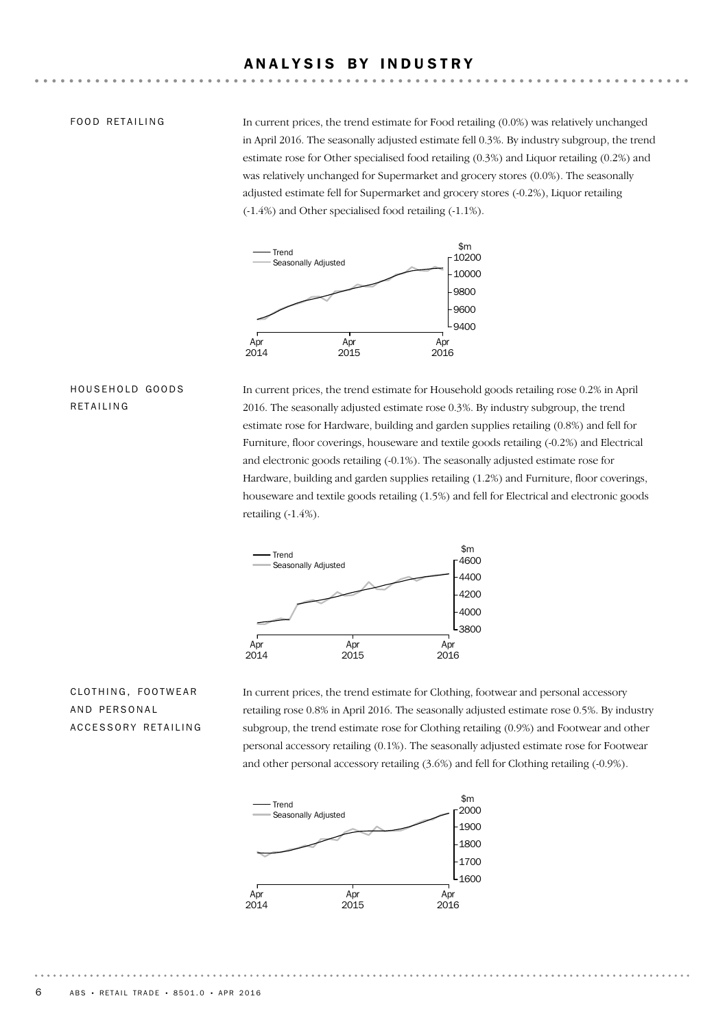# ANALYSIS BY INDUSTRY

## FOOD RETAILING

In current prices, the trend estimate for Food retailing (0.0%) was relatively unchanged in April 2016. The seasonally adjusted estimate fell 0.3%. By industry subgroup, the trend estimate rose for Other specialised food retailing (0.3%) and Liquor retailing (0.2%) and was relatively unchanged for Supermarket and grocery stores (0.0%). The seasonally adjusted estimate fell for Supermarket and grocery stores (-0.2%), Liquor retailing (-1.4%) and Other specialised food retailing (-1.1%).

## HOUSEHOLD GOODS RETAILING

In current prices, the trend estimate for Household goods retailing rose 0.2% in April 2016. The seasonally adjusted estimate rose 0.3%. By industry subgroup, the trend estimate rose for Hardware, building and garden supplies retailing (0.8%) and fell for Furniture, floor coverings, houseware and textile goods retailing (-0.2%) and Electrical and electronic goods retailing (-0.1%). The seasonally adjusted estimate rose for Hardware, building and garden supplies retailing (1.2%) and Furniture, floor coverings, houseware and textile goods retailing (1.5%) and fell for Electrical and electronic goods retailing (-1.4%).

## CLOTHING, FOOTWEAR AND PERSONAL ACCESSORY RETAILING

In current prices, the trend estimate for Clothing, footwear and personal accessory retailing rose 0.8% in April 2016. The seasonally adjusted estimate rose 0.5%. By industry subgroup, the trend estimate rose for Clothing retailing (0.9%) and Footwear and other personal accessory retailing (0.1%). The seasonally adjusted estimate rose for Footwear and other personal accessory retailing (3.6%) and fell for Clothing retailing (-0.9%).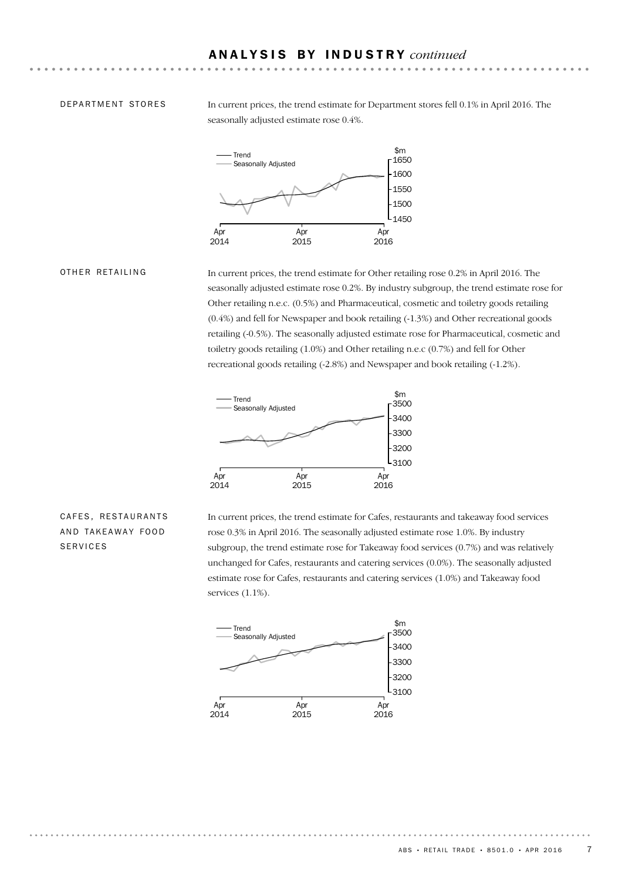## ANALYSIS BY INDUSTRY *continued*

### DEPARTMENT STORES

In current prices, the trend estimate for Department stores fell 0.1% in April 2016. The seasonally adjusted estimate rose 0.4%.

### OTHER RETAILING

In current prices, the trend estimate for Other retailing rose 0.2% in April 2016. The seasonally adjusted estimate rose 0.2%. By industry subgroup, the trend estimate rose for Other retailing n.e.c. (0.5%) and Pharmaceutical, cosmetic and toiletry goods retailing (0.4%) and fell for Newspaper and book retailing (-1.3%) and Other recreational goods retailing (-0.5%). The seasonally adjusted estimate rose for Pharmaceutical, cosmetic and toiletry goods retailing (1.0%) and Other retailing n.e.c (0.7%) and fell for Other recreational goods retailing (-2.8%) and Newspaper and book retailing (-1.2%).

### CAFES, RESTAURANTS AND TAKEAWAY FOOD SERVICES

In current prices, the trend estimate for Cafes, restaurants and takeaway food services rose 0.3% in April 2016. The seasonally adjusted estimate rose 1.0%. By industry subgroup, the trend estimate rose for Takeaway food services (0.7%) and was relatively unchanged for Cafes, restaurants and catering services (0.0%). The seasonally adjusted estimate rose for Cafes, restaurants and catering services (1.0%) and Takeaway food services (1.1%).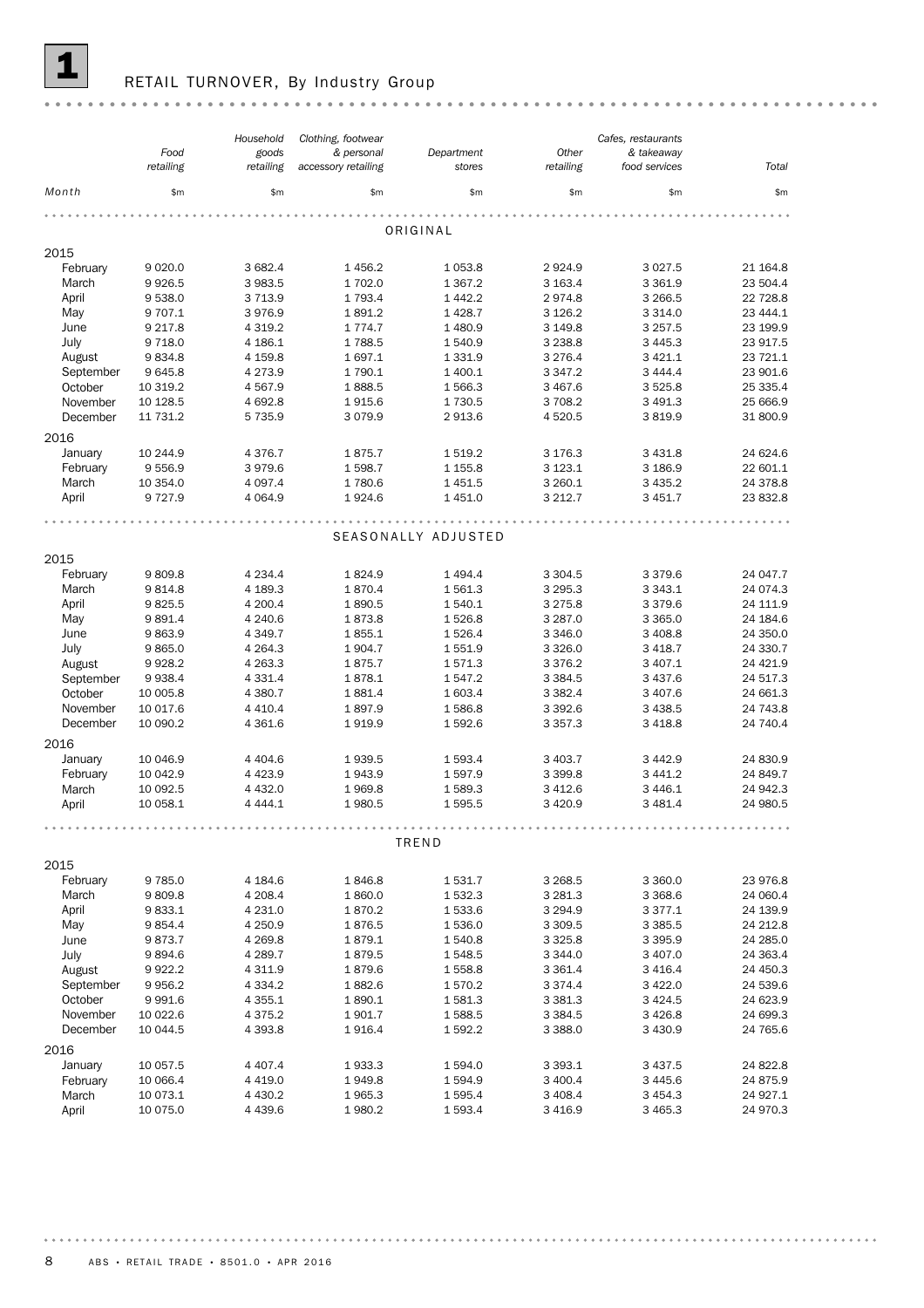# 1 RETAIL TURNOVER, By Industry Group

| Month | Food retailing | Household goods retailing | Clothing, footwear & personal accessory retailing | Department stores | Other retailing | Cafes, restaurants & takeaway food services | Total |
|---|---|---|---|---|---|---|---|
| | $m | $m | $m | $m | $m | $m | $m |
| **ORIGINAL** | | | | | | | |
| **2015** | | | | | | | |
| February | 9 020.0 | 3 682.4 | 1 456.2 | 1 053.8 | 2 924.9 | 3 027.5 | 21 164.8 |
| March | 9 926.5 | 3 983.5 | 1 702.0 | 1 367.2 | 3 163.4 | 3 361.9 | 23 504.4 |
| April | 9 538.0 | 3 713.9 | 1 793.4 | 1 442.2 | 2 974.8 | 3 266.5 | 22 728.8 |
| May | 9 707.1 | 3 976.9 | 1 891.2 | 1 428.7 | 3 126.2 | 3 314.0 | 23 444.1 |
| June | 9 217.8 | 4 319.2 | 1 774.7 | 1 480.9 | 3 149.8 | 3 257.5 | 23 199.9 |
| July | 9 718.0 | 4 186.1 | 1 788.5 | 1 540.9 | 3 238.8 | 3 445.3 | 23 917.5 |
| August | 9 834.8 | 4 159.8 | 1 697.1 | 1 331.9 | 3 276.4 | 3 421.1 | 23 721.1 |
| September | 9 645.8 | 4 273.9 | 1 790.1 | 1 400.1 | 3 347.2 | 3 444.4 | 23 901.6 |
| October | 10 319.2 | 4 567.9 | 1 888.5 | 1 566.3 | 3 467.6 | 3 525.8 | 25 335.4 |
| November | 10 128.5 | 4 692.8 | 1 915.6 | 1 730.5 | 3 708.2 | 3 491.3 | 25 666.9 |
| December | 11 731.2 | 5 735.9 | 3 079.9 | 2 913.6 | 4 520.5 | 3 819.9 | 31 800.9 |
| **2016** | | | | | | | |
| January | 10 244.9 | 4 376.7 | 1 875.7 | 1 519.2 | 3 176.3 | 3 431.8 | 24 624.6 |
| February | 9 556.9 | 3 979.6 | 1 598.7 | 1 155.8 | 3 123.1 | 3 186.9 | 22 601.1 |
| March | 10 354.0 | 4 097.4 | 1 780.6 | 1 451.5 | 3 260.1 | 3 435.2 | 24 378.8 |
| April | 9 727.9 | 4 064.9 | 1 924.6 | 1 451.0 | 3 212.7 | 3 451.7 | 23 832.8 |
| **SEASONALLY ADJUSTED** | | | | | | | |
| **2015** | | | | | | | |
| February | 9 809.8 | 4 234.4 | 1 824.9 | 1 494.4 | 3 304.5 | 3 379.6 | 24 047.7 |
| March | 9 814.8 | 4 189.3 | 1 870.4 | 1 561.3 | 3 295.3 | 3 343.1 | 24 074.3 |
| April | 9 825.5 | 4 200.4 | 1 890.5 | 1 540.1 | 3 275.8 | 3 379.6 | 24 111.9 |
| May | 9 891.4 | 4 240.6 | 1 873.8 | 1 526.8 | 3 287.0 | 3 365.0 | 24 184.6 |
| June | 9 863.9 | 4 349.7 | 1 855.1 | 1 526.4 | 3 346.0 | 3 408.8 | 24 350.0 |
| July | 9 865.0 | 4 264.3 | 1 904.7 | 1 551.9 | 3 326.0 | 3 418.7 | 24 330.7 |
| August | 9 928.2 | 4 263.3 | 1 875.7 | 1 571.3 | 3 376.2 | 3 407.1 | 24 421.9 |
| September | 9 938.4 | 4 331.4 | 1 878.1 | 1 547.2 | 3 384.5 | 3 437.6 | 24 517.3 |
| October | 10 005.8 | 4 380.7 | 1 881.4 | 1 603.4 | 3 382.4 | 3 407.6 | 24 661.3 |
| November | 10 017.6 | 4 410.4 | 1 897.9 | 1 586.8 | 3 392.6 | 3 438.5 | 24 743.8 |
| December | 10 090.2 | 4 361.6 | 1 919.9 | 1 592.6 | 3 357.3 | 3 418.8 | 24 740.4 |
| **2016** | | | | | | | |
| January | 10 046.9 | 4 404.6 | 1 939.5 | 1 593.4 | 3 403.7 | 3 442.9 | 24 830.9 |
| February | 10 042.9 | 4 423.9 | 1 943.9 | 1 597.9 | 3 399.8 | 3 441.2 | 24 849.7 |
| March | 10 092.5 | 4 432.0 | 1 969.8 | 1 589.3 | 3 412.6 | 3 446.1 | 24 942.3 |
| April | 10 058.1 | 4 444.1 | 1 980.5 | 1 595.5 | 3 420.9 | 3 481.4 | 24 980.5 |
| **TREND** | | | | | | | |
| **2015** | | | | | | | |
| February | 9 785.0 | 4 184.6 | 1 846.8 | 1 531.7 | 3 268.5 | 3 360.0 | 23 976.8 |
| March | 9 809.8 | 4 208.4 | 1 860.0 | 1 532.3 | 3 281.3 | 3 368.6 | 24 060.4 |
| April | 9 833.1 | 4 231.0 | 1 870.2 | 1 533.6 | 3 294.9 | 3 377.1 | 24 139.9 |
| May | 9 854.4 | 4 250.9 | 1 876.5 | 1 536.0 | 3 309.5 | 3 385.5 | 24 212.8 |
| June | 9 873.7 | 4 269.8 | 1 879.1 | 1 540.8 | 3 325.8 | 3 395.9 | 24 285.0 |
| July | 9 894.6 | 4 289.7 | 1 879.5 | 1 548.5 | 3 344.0 | 3 407.0 | 24 363.4 |
| August | 9 922.2 | 4 311.9 | 1 879.6 | 1 558.8 | 3 361.4 | 3 416.4 | 24 450.3 |
| September | 9 956.2 | 4 334.2 | 1 882.6 | 1 570.2 | 3 374.4 | 3 422.0 | 24 539.6 |
| October | 9 991.6 | 4 355.1 | 1 890.1 | 1 581.3 | 3 381.3 | 3 424.5 | 24 623.9 |
| November | 10 022.6 | 4 375.2 | 1 901.7 | 1 588.5 | 3 384.5 | 3 426.8 | 24 699.3 |
| December | 10 044.5 | 4 393.8 | 1 916.4 | 1 592.2 | 3 388.0 | 3 430.9 | 24 765.6 |
| **2016** | | | | | | | |
| January | 10 057.5 | 4 407.4 | 1 933.3 | 1 594.0 | 3 393.1 | 3 437.5 | 24 822.8 |
| February | 10 066.4 | 4 419.0 | 1 949.8 | 1 594.9 | 3 400.4 | 3 445.6 | 24 875.9 |
| March | 10 073.1 | 4 430.2 | 1 965.3 | 1 595.4 | 3 408.4 | 3 454.3 | 24 927.1 |
| April | 10 075.0 | 4 439.6 | 1 980.2 | 1 593.4 | 3 416.9 | 3 465.3 | 24 970.3 |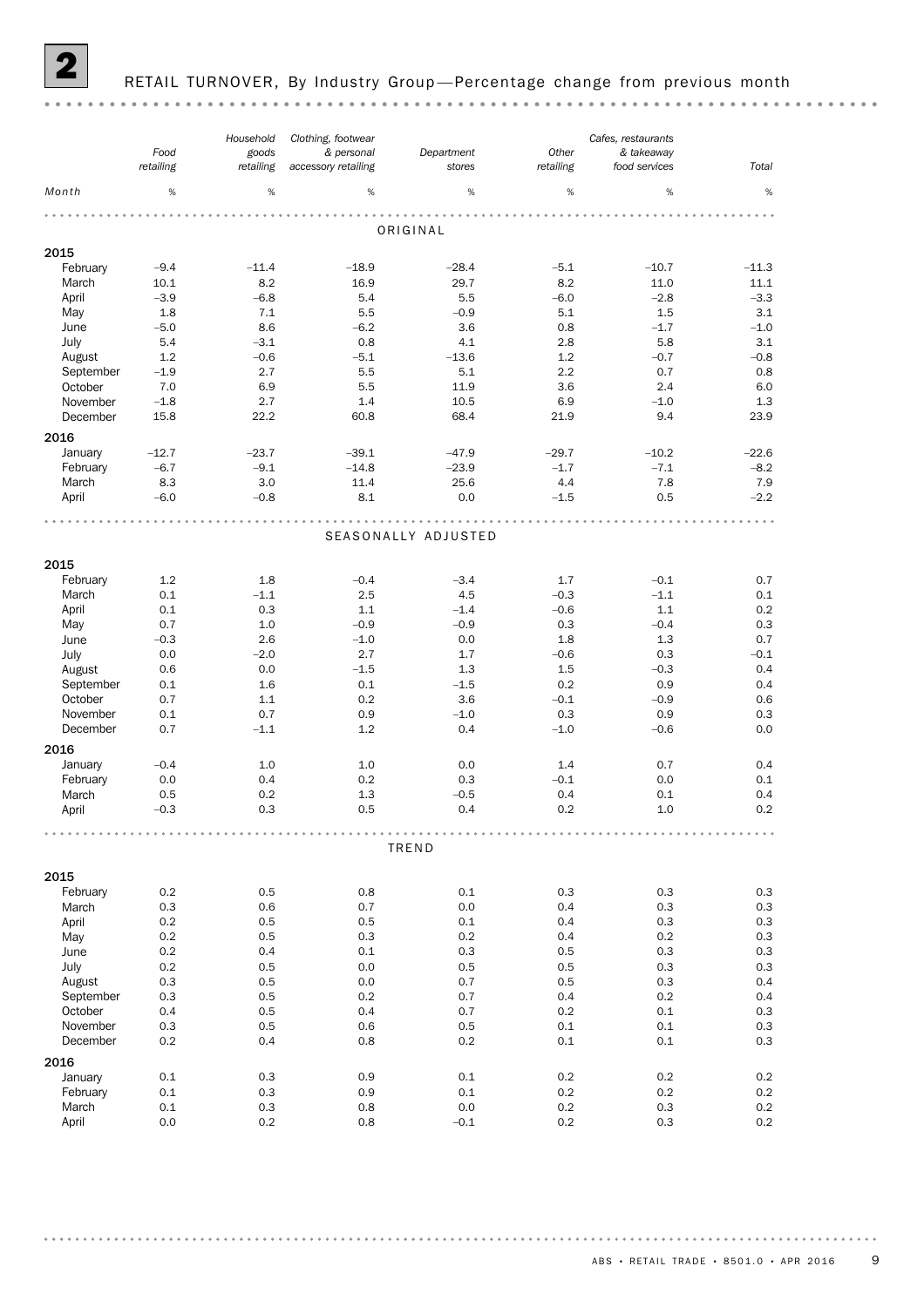## 2 RETAIL TURNOVER, By Industry Group—Percentage change from previous month

| Month | Food retailing | Household goods retailing | Clothing, footwear & personal accessory retailing | Department stores | Other retailing | Cafes, restaurants & takeaway food services | Total |
|---|---|---|---|---|---|---|---|
| | % | % | % | % | % | % | % |
| **ORIGINAL** | | | | | | | |
| **2015** | | | | | | | |
| February | –9.4 | –11.4 | –18.9 | –28.4 | –5.1 | –10.7 | –11.3 |
| March | 10.1 | 8.2 | 16.9 | 29.7 | 8.2 | 11.0 | 11.1 |
| April | –3.9 | –6.8 | 5.4 | 5.5 | –6.0 | –2.8 | –3.3 |
| May | 1.8 | 7.1 | 5.5 | –0.9 | 5.1 | 1.5 | 3.1 |
| June | –5.0 | 8.6 | –6.2 | 3.6 | 0.8 | –1.7 | –1.0 |
| July | 5.4 | –3.1 | 0.8 | 4.1 | 2.8 | 5.8 | 3.1 |
| August | 1.2 | –0.6 | –5.1 | –13.6 | 1.2 | –0.7 | –0.8 |
| September | –1.9 | 2.7 | 5.5 | 5.1 | 2.2 | 0.7 | 0.8 |
| October | 7.0 | 6.9 | 5.5 | 11.9 | 3.6 | 2.4 | 6.0 |
| November | –1.8 | 2.7 | 1.4 | 10.5 | 6.9 | –1.0 | 1.3 |
| December | 15.8 | 22.2 | 60.8 | 68.4 | 21.9 | 9.4 | 23.9 |
| **2016** | | | | | | | |
| January | –12.7 | –23.7 | –39.1 | –47.9 | –29.7 | –10.2 | –22.6 |
| February | –6.7 | –9.1 | –14.8 | –23.9 | –1.7 | –7.1 | –8.2 |
| March | 8.3 | 3.0 | 11.4 | 25.6 | 4.4 | 7.8 | 7.9 |
| April | –6.0 | –0.8 | 8.1 | 0.0 | –1.5 | 0.5 | –2.2 |
| **SEASONALLY ADJUSTED** | | | | | | | |
| **2015** | | | | | | | |
| February | 1.2 | 1.8 | –0.4 | –3.4 | 1.7 | –0.1 | 0.7 |
| March | 0.1 | –1.1 | 2.5 | 4.5 | –0.3 | –1.1 | 0.1 |
| April | 0.1 | 0.3 | 1.1 | –1.4 | –0.6 | 1.1 | 0.2 |
| May | 0.7 | 1.0 | –0.9 | –0.9 | 0.3 | –0.4 | 0.3 |
| June | –0.3 | 2.6 | –1.0 | 0.0 | 1.8 | 1.3 | 0.7 |
| July | 0.0 | –2.0 | 2.7 | 1.7 | –0.6 | 0.3 | –0.1 |
| August | 0.6 | 0.0 | –1.5 | 1.3 | 1.5 | –0.3 | 0.4 |
| September | 0.1 | 1.6 | 0.1 | –1.5 | 0.2 | 0.9 | 0.4 |
| October | 0.7 | 1.1 | 0.2 | 3.6 | –0.1 | –0.9 | 0.6 |
| November | 0.1 | 0.7 | 0.9 | –1.0 | 0.3 | 0.9 | 0.3 |
| December | 0.7 | –1.1 | 1.2 | 0.4 | –1.0 | –0.6 | 0.0 |
| **2016** | | | | | | | |
| January | –0.4 | 1.0 | 1.0 | 0.0 | 1.4 | 0.7 | 0.4 |
| February | 0.0 | 0.4 | 0.2 | 0.3 | –0.1 | 0.0 | 0.1 |
| March | 0.5 | 0.2 | 1.3 | –0.5 | 0.4 | 0.1 | 0.4 |
| April | –0.3 | 0.3 | 0.5 | 0.4 | 0.2 | 1.0 | 0.2 |
| **TREND** | | | | | | | |
| **2015** | | | | | | | |
| February | 0.2 | 0.5 | 0.8 | 0.1 | 0.3 | 0.3 | 0.3 |
| March | 0.3 | 0.6 | 0.7 | 0.0 | 0.4 | 0.3 | 0.3 |
| April | 0.2 | 0.5 | 0.5 | 0.1 | 0.4 | 0.3 | 0.3 |
| May | 0.2 | 0.5 | 0.3 | 0.2 | 0.4 | 0.2 | 0.3 |
| June | 0.2 | 0.4 | 0.1 | 0.3 | 0.5 | 0.3 | 0.3 |
| July | 0.2 | 0.5 | 0.0 | 0.5 | 0.5 | 0.3 | 0.3 |
| August | 0.3 | 0.5 | 0.0 | 0.7 | 0.5 | 0.3 | 0.4 |
| September | 0.3 | 0.5 | 0.2 | 0.7 | 0.4 | 0.2 | 0.4 |
| October | 0.4 | 0.5 | 0.4 | 0.7 | 0.2 | 0.1 | 0.3 |
| November | 0.3 | 0.5 | 0.6 | 0.5 | 0.1 | 0.1 | 0.3 |
| December | 0.2 | 0.4 | 0.8 | 0.2 | 0.1 | 0.1 | 0.3 |
| **2016** | | | | | | | |
| January | 0.1 | 0.3 | 0.9 | 0.1 | 0.2 | 0.2 | 0.2 |
| February | 0.1 | 0.3 | 0.9 | 0.1 | 0.2 | 0.2 | 0.2 |
| March | 0.1 | 0.3 | 0.8 | 0.0 | 0.2 | 0.3 | 0.2 |
| April | 0.0 | 0.2 | 0.8 | –0.1 | 0.2 | 0.3 | 0.2 |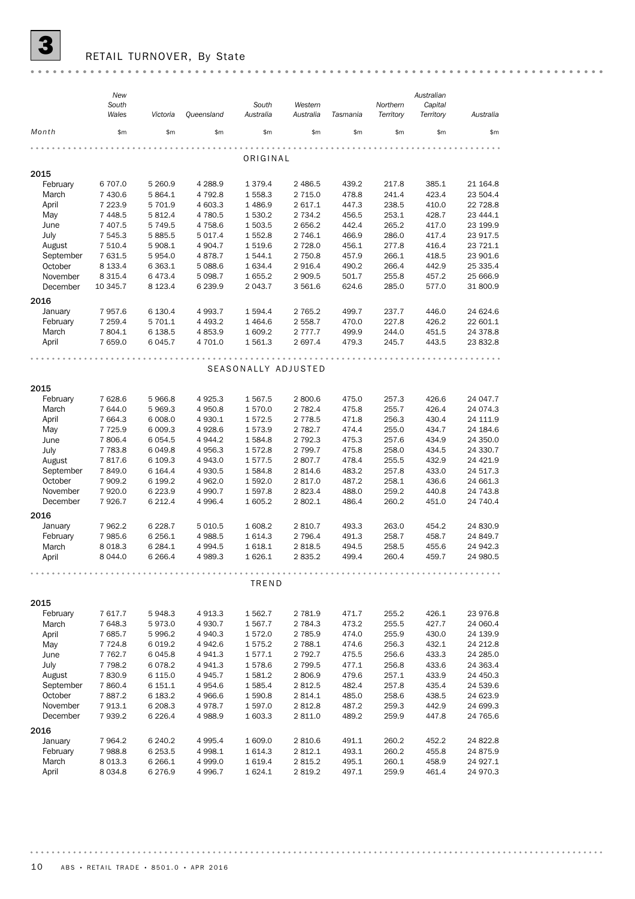## 3 RETAIL TURNOVER, By State

| Month | New South Wales | Victoria | Queensland | South Australia | Western Australia | Tasmania | Northern Territory | Australian Capital Territory | Australia |
|---|---|---|---|---|---|---|---|---|---|
| | $m | $m | $m | $m | $m | $m | $m | $m | $m |
| **ORIGINAL** | | | | | | | | | |
| **2015** | | | | | | | | | |
| February | 6 707.0 | 5 260.9 | 4 288.9 | 1 379.4 | 2 486.5 | 439.2 | 217.8 | 385.1 | 21 164.8 |
| March | 7 430.6 | 5 864.1 | 4 792.8 | 1 558.3 | 2 715.0 | 478.8 | 241.4 | 423.4 | 23 504.4 |
| April | 7 223.9 | 5 701.9 | 4 603.3 | 1 486.9 | 2 617.1 | 447.3 | 238.5 | 410.0 | 22 728.8 |
| May | 7 448.5 | 5 812.4 | 4 780.5 | 1 530.2 | 2 734.2 | 456.5 | 253.1 | 428.7 | 23 444.1 |
| June | 7 407.5 | 5 749.5 | 4 758.6 | 1 503.5 | 2 656.2 | 442.4 | 265.2 | 417.0 | 23 199.9 |
| July | 7 545.3 | 5 885.5 | 5 017.4 | 1 552.8 | 2 746.1 | 466.9 | 286.0 | 417.4 | 23 917.5 |
| August | 7 510.4 | 5 908.1 | 4 904.7 | 1 519.6 | 2 728.0 | 456.1 | 277.8 | 416.4 | 23 721.1 |
| September | 7 631.5 | 5 954.0 | 4 878.7 | 1 544.1 | 2 750.8 | 457.9 | 266.1 | 418.5 | 23 901.6 |
| October | 8 133.4 | 6 363.1 | 5 088.6 | 1 634.4 | 2 916.4 | 490.2 | 266.4 | 442.9 | 25 335.4 |
| November | 8 315.4 | 6 473.4 | 5 098.7 | 1 655.2 | 2 909.5 | 501.7 | 255.8 | 457.2 | 25 666.9 |
| December | 10 345.7 | 8 123.4 | 6 239.9 | 2 043.7 | 3 561.6 | 624.6 | 285.0 | 577.0 | 31 800.9 |
| **2016** | | | | | | | | | |
| January | 7 957.6 | 6 130.4 | 4 993.7 | 1 594.4 | 2 765.2 | 499.7 | 237.7 | 446.0 | 24 624.6 |
| February | 7 259.4 | 5 701.1 | 4 493.2 | 1 464.6 | 2 558.7 | 470.0 | 227.8 | 426.2 | 22 601.1 |
| March | 7 804.1 | 6 138.5 | 4 853.9 | 1 609.2 | 2 777.7 | 499.9 | 244.0 | 451.5 | 24 378.8 |
| April | 7 659.0 | 6 045.7 | 4 701.0 | 1 561.3 | 2 697.4 | 479.3 | 245.7 | 443.5 | 23 832.8 |
| **SEASONALLY ADJUSTED** | | | | | | | | | |
| **2015** | | | | | | | | | |
| February | 7 628.6 | 5 966.8 | 4 925.3 | 1 567.5 | 2 800.6 | 475.0 | 257.3 | 426.6 | 24 047.7 |
| March | 7 644.0 | 5 969.3 | 4 950.8 | 1 570.0 | 2 782.4 | 475.8 | 255.7 | 426.4 | 24 074.3 |
| April | 7 664.3 | 6 008.0 | 4 930.1 | 1 572.5 | 2 778.5 | 471.8 | 256.3 | 430.4 | 24 111.9 |
| May | 7 725.9 | 6 009.3 | 4 928.6 | 1 573.9 | 2 782.7 | 474.4 | 255.0 | 434.7 | 24 184.6 |
| June | 7 806.4 | 6 054.5 | 4 944.2 | 1 584.8 | 2 792.3 | 475.3 | 257.6 | 434.9 | 24 350.0 |
| July | 7 783.8 | 6 049.8 | 4 956.3 | 1 572.8 | 2 799.7 | 475.8 | 258.0 | 434.5 | 24 330.7 |
| August | 7 817.6 | 6 109.3 | 4 943.0 | 1 577.5 | 2 807.7 | 478.4 | 255.5 | 432.9 | 24 421.9 |
| September | 7 849.0 | 6 164.4 | 4 930.5 | 1 584.8 | 2 814.6 | 483.2 | 257.8 | 433.0 | 24 517.3 |
| October | 7 909.2 | 6 199.2 | 4 962.0 | 1 592.0 | 2 817.0 | 487.2 | 258.1 | 436.6 | 24 661.3 |
| November | 7 920.0 | 6 223.9 | 4 990.7 | 1 597.8 | 2 823.4 | 488.0 | 259.2 | 440.8 | 24 743.8 |
| December | 7 926.7 | 6 212.4 | 4 996.4 | 1 605.2 | 2 802.1 | 486.4 | 260.2 | 451.0 | 24 740.4 |
| **2016** | | | | | | | | | |
| January | 7 962.2 | 6 228.7 | 5 010.5 | 1 608.2 | 2 810.7 | 493.3 | 263.0 | 454.2 | 24 830.9 |
| February | 7 985.6 | 6 256.1 | 4 988.5 | 1 614.3 | 2 796.4 | 491.3 | 258.7 | 458.7 | 24 849.7 |
| March | 8 018.3 | 6 284.1 | 4 994.5 | 1 618.1 | 2 818.5 | 494.5 | 258.5 | 455.6 | 24 942.3 |
| April | 8 044.0 | 6 266.4 | 4 989.3 | 1 626.1 | 2 835.2 | 499.4 | 260.4 | 459.7 | 24 980.5 |
| **TREND** | | | | | | | | | |
| **2015** | | | | | | | | | |
| February | 7 617.7 | 5 948.3 | 4 913.3 | 1 562.7 | 2 781.9 | 471.7 | 255.2 | 426.1 | 23 976.8 |
| March | 7 648.3 | 5 973.0 | 4 930.7 | 1 567.7 | 2 784.3 | 473.2 | 255.5 | 427.7 | 24 060.4 |
| April | 7 685.7 | 5 996.2 | 4 940.3 | 1 572.0 | 2 785.9 | 474.0 | 255.9 | 430.0 | 24 139.9 |
| May | 7 724.8 | 6 019.2 | 4 942.6 | 1 575.2 | 2 788.1 | 474.6 | 256.3 | 432.1 | 24 212.8 |
| June | 7 762.7 | 6 045.8 | 4 941.3 | 1 577.1 | 2 792.7 | 475.5 | 256.6 | 433.3 | 24 285.0 |
| July | 7 798.2 | 6 078.2 | 4 941.3 | 1 578.6 | 2 799.5 | 477.1 | 256.8 | 433.6 | 24 363.4 |
| August | 7 830.9 | 6 115.0 | 4 945.7 | 1 581.2 | 2 806.9 | 479.6 | 257.1 | 433.9 | 24 450.3 |
| September | 7 860.4 | 6 151.1 | 4 954.6 | 1 585.4 | 2 812.5 | 482.4 | 257.8 | 435.4 | 24 539.6 |
| October | 7 887.2 | 6 183.2 | 4 966.6 | 1 590.8 | 2 814.1 | 485.0 | 258.6 | 438.5 | 24 623.9 |
| November | 7 913.1 | 6 208.3 | 4 978.7 | 1 597.0 | 2 812.8 | 487.2 | 259.3 | 442.9 | 24 699.3 |
| December | 7 939.2 | 6 226.4 | 4 988.9 | 1 603.3 | 2 811.0 | 489.2 | 259.9 | 447.8 | 24 765.6 |
| **2016** | | | | | | | | | |
| January | 7 964.2 | 6 240.2 | 4 995.4 | 1 609.0 | 2 810.6 | 491.1 | 260.2 | 452.2 | 24 822.8 |
| February | 7 988.8 | 6 253.5 | 4 998.1 | 1 614.3 | 2 812.1 | 493.1 | 260.2 | 455.8 | 24 875.9 |
| March | 8 013.3 | 6 266.1 | 4 999.0 | 1 619.4 | 2 815.2 | 495.1 | 260.1 | 458.9 | 24 927.1 |
| April | 8 034.8 | 6 276.9 | 4 996.7 | 1 624.1 | 2 819.2 | 497.1 | 259.9 | 461.4 | 24 970.3 |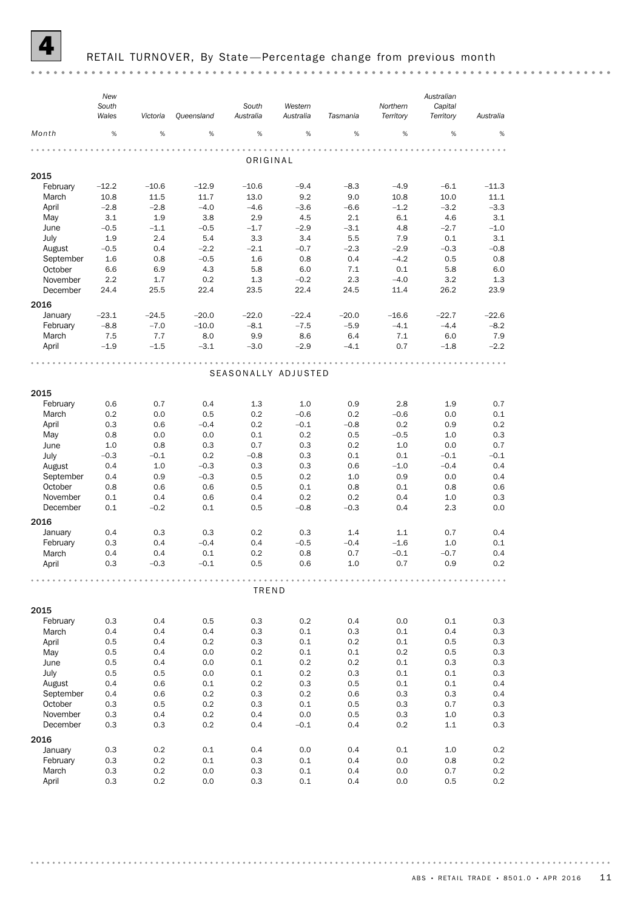# 4 RETAIL TURNOVER, By State—Percentage change from previous month

| Month | New South Wales | Victoria | Queensland | South Australia | Western Australia | Tasmania | Northern Territory | Australian Capital Territory | Australia |
|---|---|---|---|---|---|---|---|---|---|
| | % | % | % | % | % | % | % | % | % |
| **ORIGINAL** | | | | | | | | | |
| **2015** | | | | | | | | | |
| February | –12.2 | –10.6 | –12.9 | –10.6 | –9.4 | –8.3 | –4.9 | –6.1 | –11.3 |
| March | 10.8 | 11.5 | 11.7 | 13.0 | 9.2 | 9.0 | 10.8 | 10.0 | 11.1 |
| April | –2.8 | –2.8 | –4.0 | –4.6 | –3.6 | –6.6 | –1.2 | –3.2 | –3.3 |
| May | 3.1 | 1.9 | 3.8 | 2.9 | 4.5 | 2.1 | 6.1 | 4.6 | 3.1 |
| June | –0.5 | –1.1 | –0.5 | –1.7 | –2.9 | –3.1 | 4.8 | –2.7 | –1.0 |
| July | 1.9 | 2.4 | 5.4 | 3.3 | 3.4 | 5.5 | 7.9 | 0.1 | 3.1 |
| August | –0.5 | 0.4 | –2.2 | –2.1 | –0.7 | –2.3 | –2.9 | –0.3 | –0.8 |
| September | 1.6 | 0.8 | –0.5 | 1.6 | 0.8 | 0.4 | –4.2 | 0.5 | 0.8 |
| October | 6.6 | 6.9 | 4.3 | 5.8 | 6.0 | 7.1 | 0.1 | 5.8 | 6.0 |
| November | 2.2 | 1.7 | 0.2 | 1.3 | –0.2 | 2.3 | –4.0 | 3.2 | 1.3 |
| December | 24.4 | 25.5 | 22.4 | 23.5 | 22.4 | 24.5 | 11.4 | 26.2 | 23.9 |
| **2016** | | | | | | | | | |
| January | –23.1 | –24.5 | –20.0 | –22.0 | –22.4 | –20.0 | –16.6 | –22.7 | –22.6 |
| February | –8.8 | –7.0 | –10.0 | –8.1 | –7.5 | –5.9 | –4.1 | –4.4 | –8.2 |
| March | 7.5 | 7.7 | 8.0 | 9.9 | 8.6 | 6.4 | 7.1 | 6.0 | 7.9 |
| April | –1.9 | –1.5 | –3.1 | –3.0 | –2.9 | –4.1 | 0.7 | –1.8 | –2.2 |
| **SEASONALLY ADJUSTED** | | | | | | | | | |
| **2015** | | | | | | | | | |
| February | 0.6 | 0.7 | 0.4 | 1.3 | 1.0 | 0.9 | 2.8 | 1.9 | 0.7 |
| March | 0.2 | 0.0 | 0.5 | 0.2 | –0.6 | 0.2 | –0.6 | 0.0 | 0.1 |
| April | 0.3 | 0.6 | –0.4 | 0.2 | –0.1 | –0.8 | 0.2 | 0.9 | 0.2 |
| May | 0.8 | 0.0 | 0.0 | 0.1 | 0.2 | 0.5 | –0.5 | 1.0 | 0.3 |
| June | 1.0 | 0.8 | 0.3 | 0.7 | 0.3 | 0.2 | 1.0 | 0.0 | 0.7 |
| July | –0.3 | –0.1 | 0.2 | –0.8 | 0.3 | 0.1 | 0.1 | –0.1 | –0.1 |
| August | 0.4 | 1.0 | –0.3 | 0.3 | 0.3 | 0.6 | –1.0 | –0.4 | 0.4 |
| September | 0.4 | 0.9 | –0.3 | 0.5 | 0.2 | 1.0 | 0.9 | 0.0 | 0.4 |
| October | 0.8 | 0.6 | 0.6 | 0.5 | 0.1 | 0.8 | 0.1 | 0.8 | 0.6 |
| November | 0.1 | 0.4 | 0.6 | 0.4 | 0.2 | 0.2 | 0.4 | 1.0 | 0.3 |
| December | 0.1 | –0.2 | 0.1 | 0.5 | –0.8 | –0.3 | 0.4 | 2.3 | 0.0 |
| **2016** | | | | | | | | | |
| January | 0.4 | 0.3 | 0.3 | 0.2 | 0.3 | 1.4 | 1.1 | 0.7 | 0.4 |
| February | 0.3 | 0.4 | –0.4 | 0.4 | –0.5 | –0.4 | –1.6 | 1.0 | 0.1 |
| March | 0.4 | 0.4 | 0.1 | 0.2 | 0.8 | 0.7 | –0.1 | –0.7 | 0.4 |
| April | 0.3 | –0.3 | –0.1 | 0.5 | 0.6 | 1.0 | 0.7 | 0.9 | 0.2 |
| **TREND** | | | | | | | | | |
| **2015** | | | | | | | | | |
| February | 0.3 | 0.4 | 0.5 | 0.3 | 0.2 | 0.4 | 0.0 | 0.1 | 0.3 |
| March | 0.4 | 0.4 | 0.4 | 0.3 | 0.1 | 0.3 | 0.1 | 0.4 | 0.3 |
| April | 0.5 | 0.4 | 0.2 | 0.3 | 0.1 | 0.2 | 0.1 | 0.5 | 0.3 |
| May | 0.5 | 0.4 | 0.0 | 0.2 | 0.1 | 0.1 | 0.2 | 0.5 | 0.3 |
| June | 0.5 | 0.4 | 0.0 | 0.1 | 0.2 | 0.2 | 0.1 | 0.3 | 0.3 |
| July | 0.5 | 0.5 | 0.0 | 0.1 | 0.2 | 0.3 | 0.1 | 0.1 | 0.3 |
| August | 0.4 | 0.6 | 0.1 | 0.2 | 0.3 | 0.5 | 0.1 | 0.1 | 0.4 |
| September | 0.4 | 0.6 | 0.2 | 0.3 | 0.2 | 0.6 | 0.3 | 0.3 | 0.4 |
| October | 0.3 | 0.5 | 0.2 | 0.3 | 0.1 | 0.5 | 0.3 | 0.7 | 0.3 |
| November | 0.3 | 0.4 | 0.2 | 0.4 | 0.0 | 0.5 | 0.3 | 1.0 | 0.3 |
| December | 0.3 | 0.3 | 0.2 | 0.4 | –0.1 | 0.4 | 0.2 | 1.1 | 0.3 |
| **2016** | | | | | | | | | |
| January | 0.3 | 0.2 | 0.1 | 0.4 | 0.0 | 0.4 | 0.1 | 1.0 | 0.2 |
| February | 0.3 | 0.2 | 0.1 | 0.3 | 0.1 | 0.4 | 0.0 | 0.8 | 0.2 |
| March | 0.3 | 0.2 | 0.0 | 0.3 | 0.1 | 0.4 | 0.0 | 0.7 | 0.2 |
| April | 0.3 | 0.2 | 0.0 | 0.3 | 0.1 | 0.4 | 0.0 | 0.5 | 0.2 |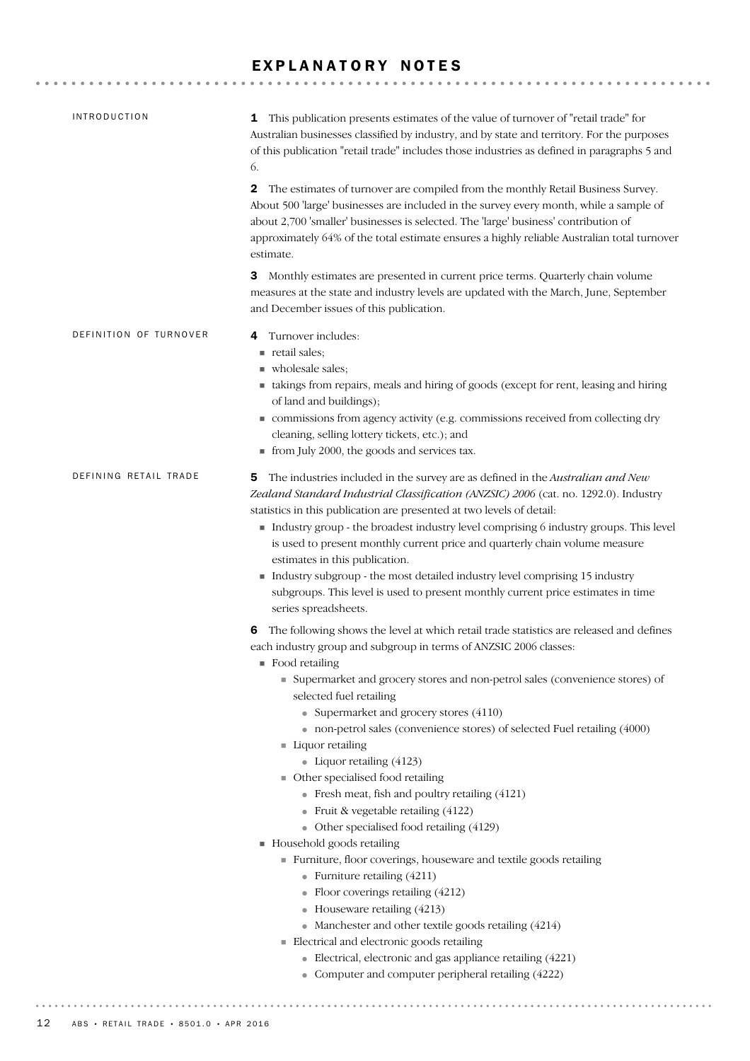# EXPLANATORY NOTES

## INTRODUCTION

**1** This publication presents estimates of the value of turnover of "retail trade" for Australian businesses classified by industry, and by state and territory. For the purposes of this publication "retail trade" includes those industries as defined in paragraphs 5 and 6.

**2** The estimates of turnover are compiled from the monthly Retail Business Survey. About 500 'large' businesses are included in the survey every month, while a sample of about 2,700 'smaller' businesses is selected. The 'large' business' contribution of approximately 64% of the total estimate ensures a highly reliable Australian total turnover estimate.

**3** Monthly estimates are presented in current price terms. Quarterly chain volume measures at the state and industry levels are updated with the March, June, September and December issues of this publication.

## DEFINITION OF TURNOVER

**4** Turnover includes:

- retail sales;
- wholesale sales;
- takings from repairs, meals and hiring of goods (except for rent, leasing and hiring of land and buildings);
- commissions from agency activity (e.g. commissions received from collecting dry cleaning, selling lottery tickets, etc.); and
- from July 2000, the goods and services tax.

## DEFINING RETAIL TRADE

**5** The industries included in the survey are as defined in the *Australian and New Zealand Standard Industrial Classification (ANZSIC) 2006* (cat. no. 1292.0). Industry statistics in this publication are presented at two levels of detail:

- Industry group - the broadest industry level comprising 6 industry groups. This level is used to present monthly current price and quarterly chain volume measure estimates in this publication.
- Industry subgroup - the most detailed industry level comprising 15 industry subgroups. This level is used to present monthly current price estimates in time series spreadsheets.

**6** The following shows the level at which retail trade statistics are released and defines each industry group and subgroup in terms of ANZSIC 2006 classes:

- Food retailing
  - Supermarket and grocery stores and non-petrol sales (convenience stores) of selected fuel retailing
    - Supermarket and grocery stores (4110)
    - non-petrol sales (convenience stores) of selected Fuel retailing (4000)
  - Liquor retailing
    - Liquor retailing (4123)
  - Other specialised food retailing
    - Fresh meat, fish and poultry retailing (4121)
    - Fruit & vegetable retailing (4122)
    - Other specialised food retailing (4129)
- Household goods retailing
  - Furniture, floor coverings, houseware and textile goods retailing
    - Furniture retailing (4211)
    - Floor coverings retailing (4212)
    - Houseware retailing (4213)
    - Manchester and other textile goods retailing (4214)
  - Electrical and electronic goods retailing
    - Electrical, electronic and gas appliance retailing (4221)
    - Computer and computer peripheral retailing (4222)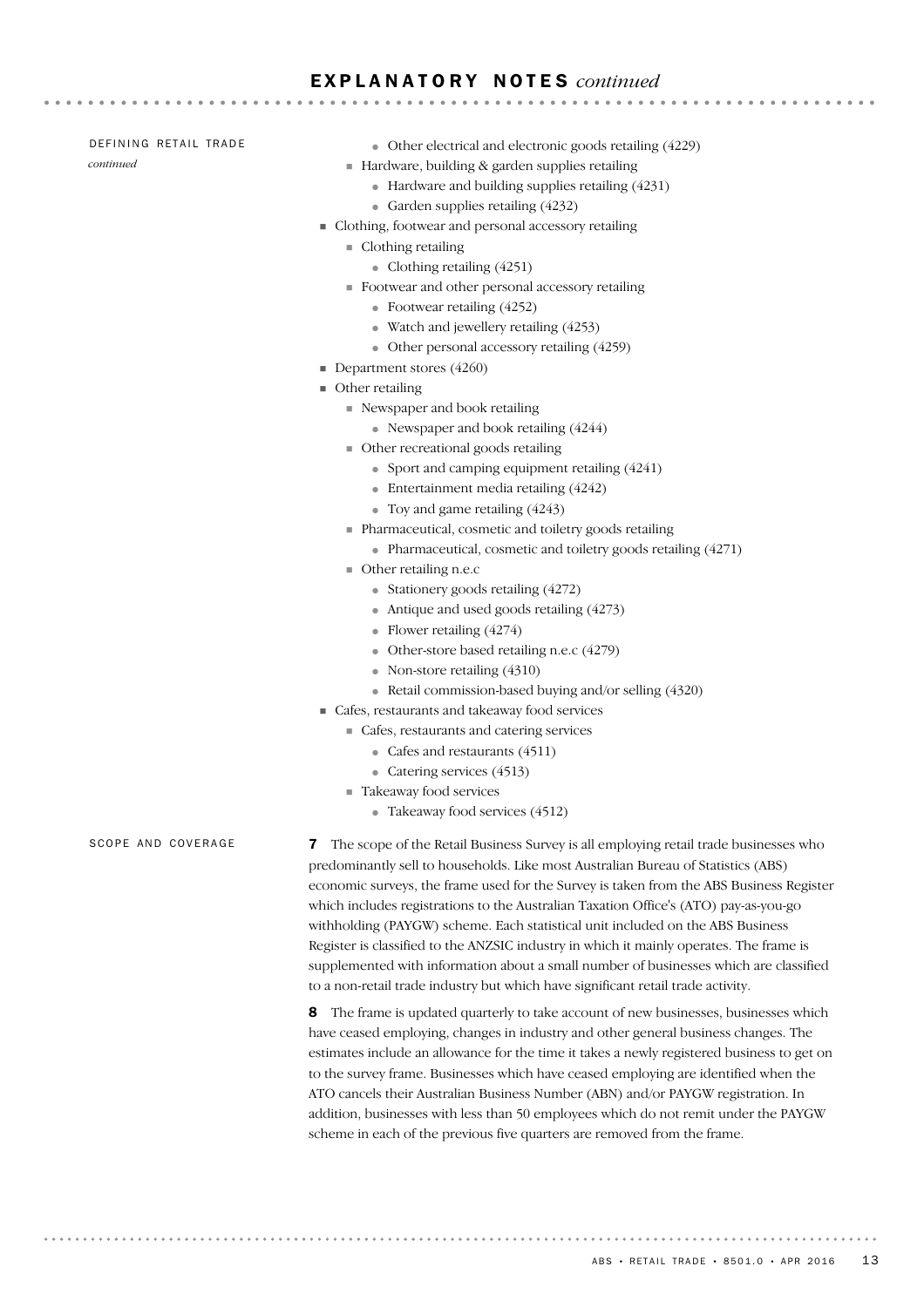## EXPLANATORY NOTES *continued*

### DEFINING RETAIL TRADE *continued*

        - Other electrical and electronic goods retailing (4229)
    - Hardware, building & garden supplies retailing
        - Hardware and building supplies retailing (4231)
        - Garden supplies retailing (4232)
- Clothing, footwear and personal accessory retailing
    - Clothing retailing
        - Clothing retailing (4251)
    - Footwear and other personal accessory retailing
        - Footwear retailing (4252)
        - Watch and jewellery retailing (4253)
        - Other personal accessory retailing (4259)
- Department stores (4260)
- Other retailing
    - Newspaper and book retailing
        - Newspaper and book retailing (4244)
    - Other recreational goods retailing
        - Sport and camping equipment retailing (4241)
        - Entertainment media retailing (4242)
        - Toy and game retailing (4243)
    - Pharmaceutical, cosmetic and toiletry goods retailing
        - Pharmaceutical, cosmetic and toiletry goods retailing (4271)
    - Other retailing n.e.c
        - Stationery goods retailing (4272)
        - Antique and used goods retailing (4273)
        - Flower retailing (4274)
        - Other-store based retailing n.e.c (4279)
        - Non-store retailing (4310)
        - Retail commission-based buying and/or selling (4320)
- Cafes, restaurants and takeaway food services
    - Cafes, restaurants and catering services
        - Cafes and restaurants (4511)
        - Catering services (4513)
    - Takeaway food services
        - Takeaway food services (4512)

### SCOPE AND COVERAGE

**7** The scope of the Retail Business Survey is all employing retail trade businesses who predominantly sell to households. Like most Australian Bureau of Statistics (ABS) economic surveys, the frame used for the Survey is taken from the ABS Business Register which includes registrations to the Australian Taxation Office's (ATO) pay-as-you-go withholding (PAYGW) scheme. Each statistical unit included on the ABS Business Register is classified to the ANZSIC industry in which it mainly operates. The frame is supplemented with information about a small number of businesses which are classified to a non-retail trade industry but which have significant retail trade activity.

**8** The frame is updated quarterly to take account of new businesses, businesses which have ceased employing, changes in industry and other general business changes. The estimates include an allowance for the time it takes a newly registered business to get on to the survey frame. Businesses which have ceased employing are identified when the ATO cancels their Australian Business Number (ABN) and/or PAYGW registration. In addition, businesses with less than 50 employees which do not remit under the PAYGW scheme in each of the previous five quarters are removed from the frame.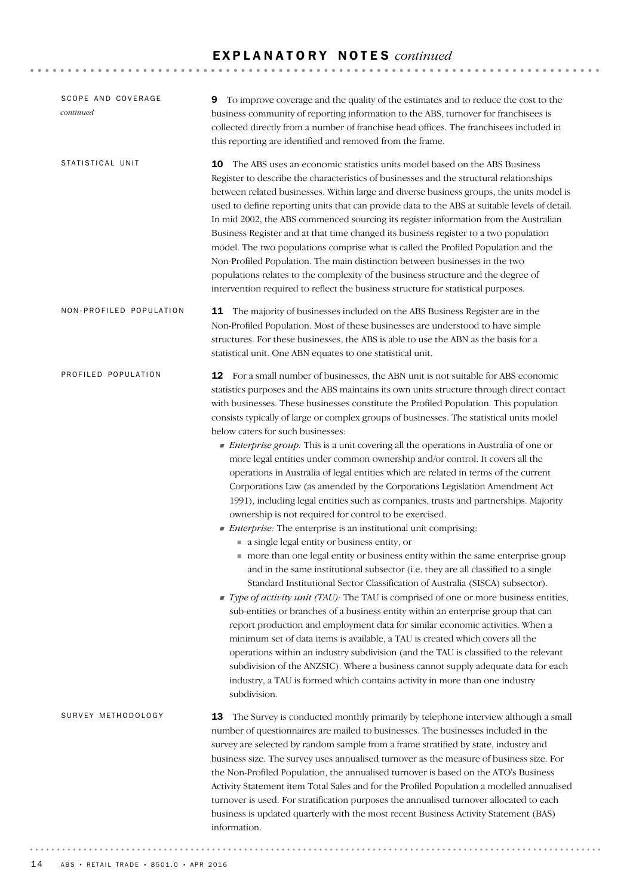## SCOPE AND COVERAGE *continued*

**9** To improve coverage and the quality of the estimates and to reduce the cost to the business community of reporting information to the ABS, turnover for franchisees is collected directly from a number of franchise head offices. The franchisees included in this reporting are identified and removed from the frame.

## STATISTICAL UNIT

**10** The ABS uses an economic statistics units model based on the ABS Business Register to describe the characteristics of businesses and the structural relationships between related businesses. Within large and diverse business groups, the units model is used to define reporting units that can provide data to the ABS at suitable levels of detail. In mid 2002, the ABS commenced sourcing its register information from the Australian Business Register and at that time changed its business register to a two population model. The two populations comprise what is called the Profiled Population and the Non-Profiled Population. The main distinction between businesses in the two populations relates to the complexity of the business structure and the degree of intervention required to reflect the business structure for statistical purposes.

## NON-PROFILED POPULATION

**11** The majority of businesses included on the ABS Business Register are in the Non-Profiled Population. Most of these businesses are understood to have simple structures. For these businesses, the ABS is able to use the ABN as the basis for a statistical unit. One ABN equates to one statistical unit.

## PROFILED POPULATION

**12** For a small number of businesses, the ABN unit is not suitable for ABS economic statistics purposes and the ABS maintains its own units structure through direct contact with businesses. These businesses constitute the Profiled Population. This population consists typically of large or complex groups of businesses. The statistical units model below caters for such businesses:

- *Enterprise group:* This is a unit covering all the operations in Australia of one or more legal entities under common ownership and/or control. It covers all the operations in Australia of legal entities which are related in terms of the current Corporations Law (as amended by the Corporations Legislation Amendment Act 1991), including legal entities such as companies, trusts and partnerships. Majority ownership is not required for control to be exercised.
- *Enterprise:* The enterprise is an institutional unit comprising:
  - a single legal entity or business entity, or
  - more than one legal entity or business entity within the same enterprise group and in the same institutional subsector (i.e. they are all classified to a single Standard Institutional Sector Classification of Australia (SISCA) subsector).
- *Type of activity unit (TAU):* The TAU is comprised of one or more business entities, sub-entities or branches of a business entity within an enterprise group that can report production and employment data for similar economic activities. When a minimum set of data items is available, a TAU is created which covers all the operations within an industry subdivision (and the TAU is classified to the relevant subdivision of the ANZSIC). Where a business cannot supply adequate data for each industry, a TAU is formed which contains activity in more than one industry subdivision.

## SURVEY METHODOLOGY

**13** The Survey is conducted monthly primarily by telephone interview although a small number of questionnaires are mailed to businesses. The businesses included in the survey are selected by random sample from a frame stratified by state, industry and business size. The survey uses annualised turnover as the measure of business size. For the Non-Profiled Population, the annualised turnover is based on the ATO's Business Activity Statement item Total Sales and for the Profiled Population a modelled annualised turnover is used. For stratification purposes the annualised turnover allocated to each business is updated quarterly with the most recent Business Activity Statement (BAS) information.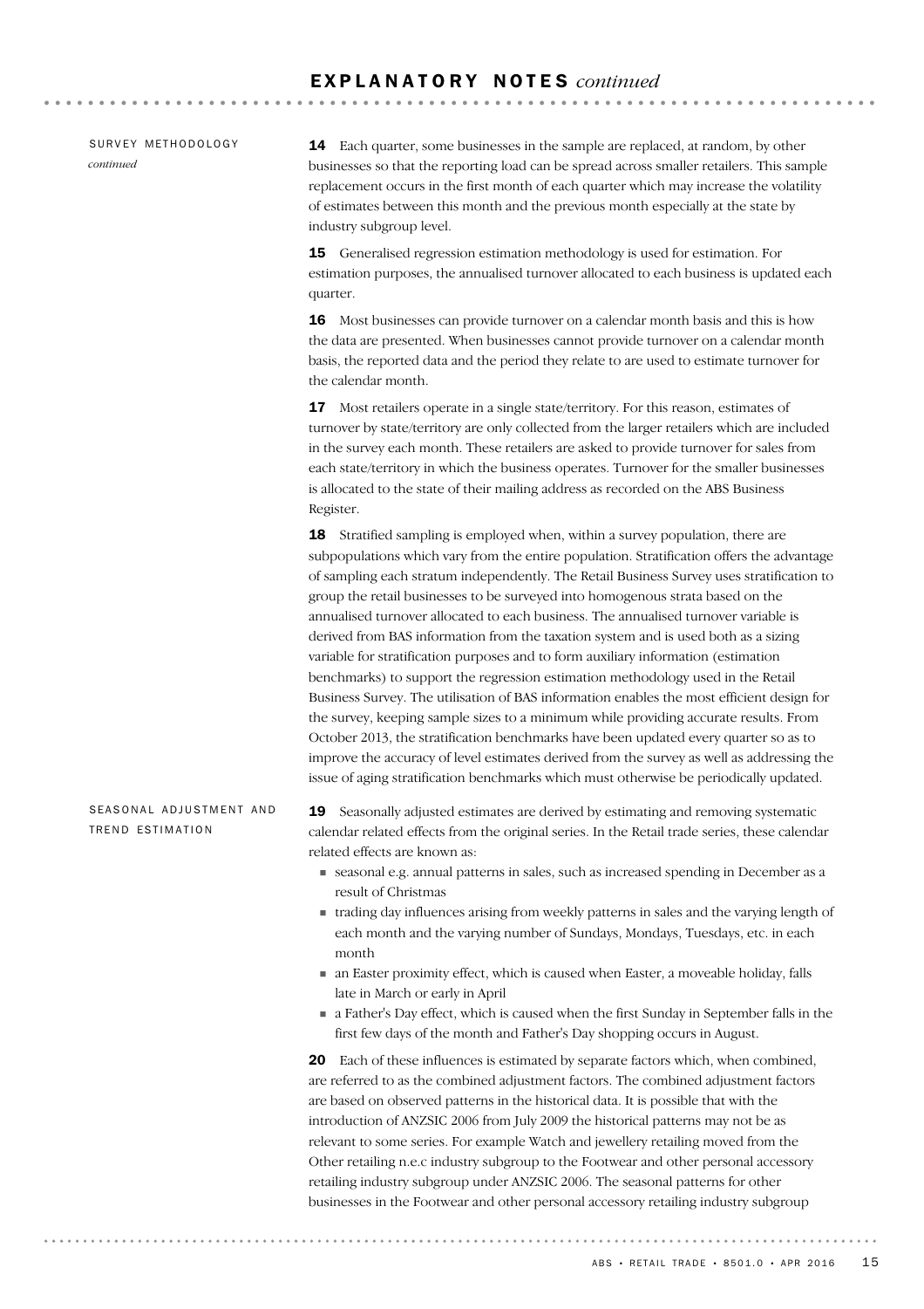## EXPLANATORY NOTES *continued*

### SURVEY METHODOLOGY *continued*

**14** Each quarter, some businesses in the sample are replaced, at random, by other businesses so that the reporting load can be spread across smaller retailers. This sample replacement occurs in the first month of each quarter which may increase the volatility of estimates between this month and the previous month especially at the state by industry subgroup level.

**15** Generalised regression estimation methodology is used for estimation. For estimation purposes, the annualised turnover allocated to each business is updated each quarter.

**16** Most businesses can provide turnover on a calendar month basis and this is how the data are presented. When businesses cannot provide turnover on a calendar month basis, the reported data and the period they relate to are used to estimate turnover for the calendar month.

**17** Most retailers operate in a single state/territory. For this reason, estimates of turnover by state/territory are only collected from the larger retailers which are included in the survey each month. These retailers are asked to provide turnover for sales from each state/territory in which the business operates. Turnover for the smaller businesses is allocated to the state of their mailing address as recorded on the ABS Business Register.

**18** Stratified sampling is employed when, within a survey population, there are subpopulations which vary from the entire population. Stratification offers the advantage of sampling each stratum independently. The Retail Business Survey uses stratification to group the retail businesses to be surveyed into homogenous strata based on the annualised turnover allocated to each business. The annualised turnover variable is derived from BAS information from the taxation system and is used both as a sizing variable for stratification purposes and to form auxiliary information (estimation benchmarks) to support the regression estimation methodology used in the Retail Business Survey. The utilisation of BAS information enables the most efficient design for the survey, keeping sample sizes to a minimum while providing accurate results. From October 2013, the stratification benchmarks have been updated every quarter so as to improve the accuracy of level estimates derived from the survey as well as addressing the issue of aging stratification benchmarks which must otherwise be periodically updated.

### SEASONAL ADJUSTMENT AND TREND ESTIMATION

**19** Seasonally adjusted estimates are derived by estimating and removing systematic calendar related effects from the original series. In the Retail trade series, these calendar related effects are known as:

- seasonal e.g. annual patterns in sales, such as increased spending in December as a result of Christmas
- trading day influences arising from weekly patterns in sales and the varying length of each month and the varying number of Sundays, Mondays, Tuesdays, etc. in each month
- an Easter proximity effect, which is caused when Easter, a moveable holiday, falls late in March or early in April
- a Father's Day effect, which is caused when the first Sunday in September falls in the first few days of the month and Father's Day shopping occurs in August.

**20** Each of these influences is estimated by separate factors which, when combined, are referred to as the combined adjustment factors. The combined adjustment factors are based on observed patterns in the historical data. It is possible that with the introduction of ANZSIC 2006 from July 2009 the historical patterns may not be as relevant to some series. For example Watch and jewellery retailing moved from the Other retailing n.e.c industry subgroup to the Footwear and other personal accessory retailing industry subgroup under ANZSIC 2006. The seasonal patterns for other businesses in the Footwear and other personal accessory retailing industry subgroup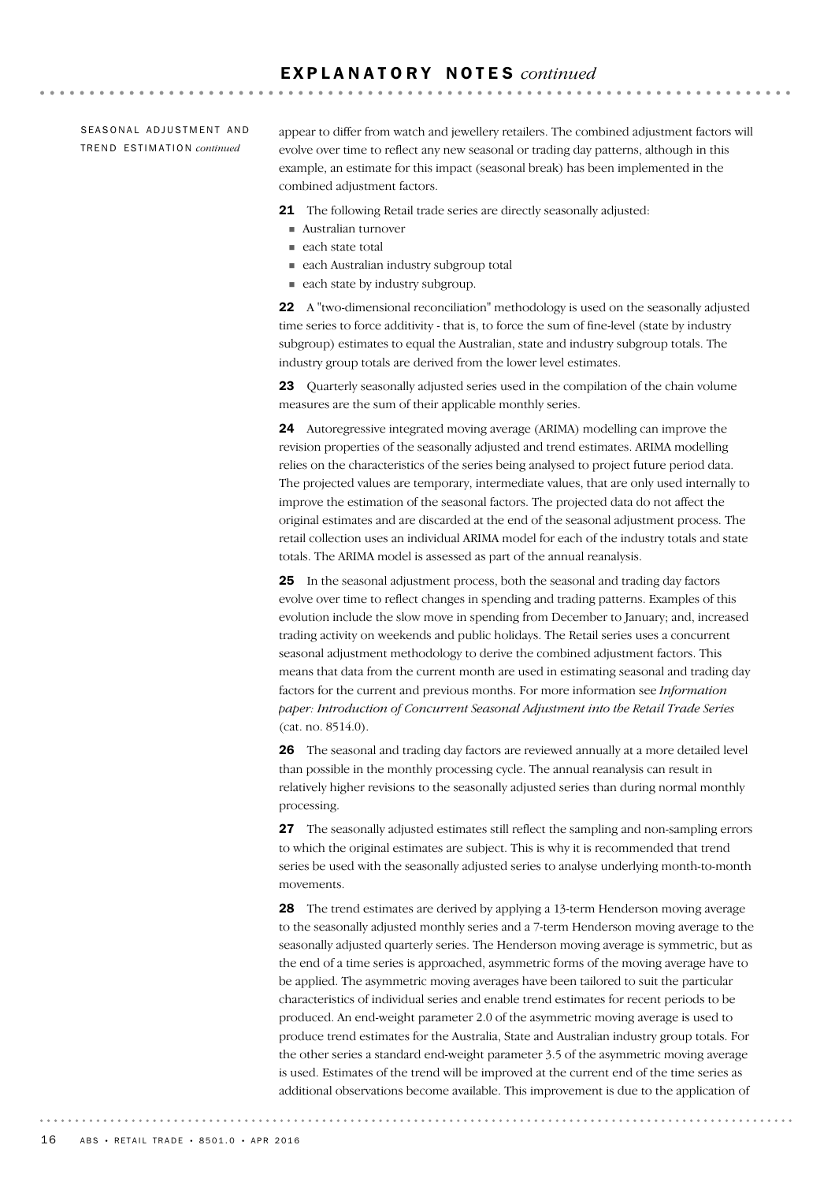## EXPLANATORY NOTES *continued*

SEASONAL ADJUSTMENT AND TREND ESTIMATION *continued*

appear to differ from watch and jewellery retailers. The combined adjustment factors will evolve over time to reflect any new seasonal or trading day patterns, although in this example, an estimate for this impact (seasonal break) has been implemented in the combined adjustment factors.

**21** The following Retail trade series are directly seasonally adjusted:

- Australian turnover
- each state total
- each Australian industry subgroup total
- each state by industry subgroup.

**22** A "two-dimensional reconciliation" methodology is used on the seasonally adjusted time series to force additivity - that is, to force the sum of fine-level (state by industry subgroup) estimates to equal the Australian, state and industry subgroup totals. The industry group totals are derived from the lower level estimates.

**23** Quarterly seasonally adjusted series used in the compilation of the chain volume measures are the sum of their applicable monthly series.

**24** Autoregressive integrated moving average (ARIMA) modelling can improve the revision properties of the seasonally adjusted and trend estimates. ARIMA modelling relies on the characteristics of the series being analysed to project future period data. The projected values are temporary, intermediate values, that are only used internally to improve the estimation of the seasonal factors. The projected data do not affect the original estimates and are discarded at the end of the seasonal adjustment process. The retail collection uses an individual ARIMA model for each of the industry totals and state totals. The ARIMA model is assessed as part of the annual reanalysis.

**25** In the seasonal adjustment process, both the seasonal and trading day factors evolve over time to reflect changes in spending and trading patterns. Examples of this evolution include the slow move in spending from December to January; and, increased trading activity on weekends and public holidays. The Retail series uses a concurrent seasonal adjustment methodology to derive the combined adjustment factors. This means that data from the current month are used in estimating seasonal and trading day factors for the current and previous months. For more information see *Information paper: Introduction of Concurrent Seasonal Adjustment into the Retail Trade Series* (cat. no. 8514.0).

**26** The seasonal and trading day factors are reviewed annually at a more detailed level than possible in the monthly processing cycle. The annual reanalysis can result in relatively higher revisions to the seasonally adjusted series than during normal monthly processing.

**27** The seasonally adjusted estimates still reflect the sampling and non-sampling errors to which the original estimates are subject. This is why it is recommended that trend series be used with the seasonally adjusted series to analyse underlying month-to-month movements.

**28** The trend estimates are derived by applying a 13-term Henderson moving average to the seasonally adjusted monthly series and a 7-term Henderson moving average to the seasonally adjusted quarterly series. The Henderson moving average is symmetric, but as the end of a time series is approached, asymmetric forms of the moving average have to be applied. The asymmetric moving averages have been tailored to suit the particular characteristics of individual series and enable trend estimates for recent periods to be produced. An end-weight parameter 2.0 of the asymmetric moving average is used to produce trend estimates for the Australia, State and Australian industry group totals. For the other series a standard end-weight parameter 3.5 of the asymmetric moving average is used. Estimates of the trend will be improved at the current end of the time series as additional observations become available. This improvement is due to the application of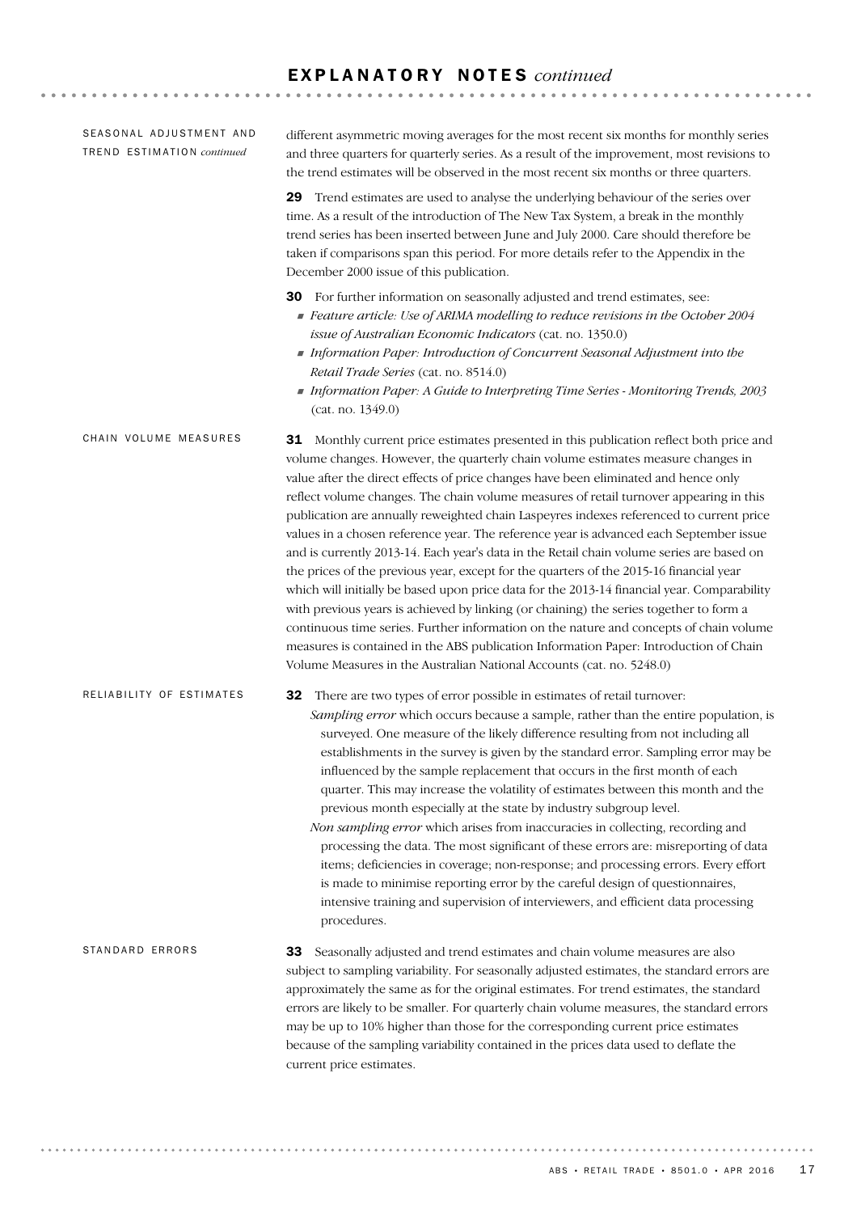## EXPLANATORY NOTES *continued*

### SEASONAL ADJUSTMENT AND TREND ESTIMATION *continued*

different asymmetric moving averages for the most recent six months for monthly series and three quarters for quarterly series. As a result of the improvement, most revisions to the trend estimates will be observed in the most recent six months or three quarters.

**29** Trend estimates are used to analyse the underlying behaviour of the series over time. As a result of the introduction of The New Tax System, a break in the monthly trend series has been inserted between June and July 2000. Care should therefore be taken if comparisons span this period. For more details refer to the Appendix in the December 2000 issue of this publication.

**30** For further information on seasonally adjusted and trend estimates, see:

- *Feature article: Use of ARIMA modelling to reduce revisions in the October 2004 issue of Australian Economic Indicators* (cat. no. 1350.0)
- *Information Paper: Introduction of Concurrent Seasonal Adjustment into the Retail Trade Series* (cat. no. 8514.0)
- *Information Paper: A Guide to Interpreting Time Series - Monitoring Trends, 2003* (cat. no. 1349.0)

### CHAIN VOLUME MEASURES

**31** Monthly current price estimates presented in this publication reflect both price and volume changes. However, the quarterly chain volume estimates measure changes in value after the direct effects of price changes have been eliminated and hence only reflect volume changes. The chain volume measures of retail turnover appearing in this publication are annually reweighted chain Laspeyres indexes referenced to current price values in a chosen reference year. The reference year is advanced each September issue and is currently 2013-14. Each year's data in the Retail chain volume series are based on the prices of the previous year, except for the quarters of the 2015-16 financial year which will initially be based upon price data for the 2013-14 financial year. Comparability with previous years is achieved by linking (or chaining) the series together to form a continuous time series. Further information on the nature and concepts of chain volume measures is contained in the ABS publication Information Paper: Introduction of Chain Volume Measures in the Australian National Accounts (cat. no. 5248.0)

### RELIABILITY OF ESTIMATES

**32** There are two types of error possible in estimates of retail turnover:

*Sampling error* which occurs because a sample, rather than the entire population, is surveyed. One measure of the likely difference resulting from not including all establishments in the survey is given by the standard error. Sampling error may be influenced by the sample replacement that occurs in the first month of each quarter. This may increase the volatility of estimates between this month and the previous month especially at the state by industry subgroup level.

*Non sampling error* which arises from inaccuracies in collecting, recording and processing the data. The most significant of these errors are: misreporting of data items; deficiencies in coverage; non-response; and processing errors. Every effort is made to minimise reporting error by the careful design of questionnaires, intensive training and supervision of interviewers, and efficient data processing procedures.

### STANDARD ERRORS

**33** Seasonally adjusted and trend estimates and chain volume measures are also subject to sampling variability. For seasonally adjusted estimates, the standard errors are approximately the same as for the original estimates. For trend estimates, the standard errors are likely to be smaller. For quarterly chain volume measures, the standard errors may be up to 10% higher than those for the corresponding current price estimates because of the sampling variability contained in the prices data used to deflate the current price estimates.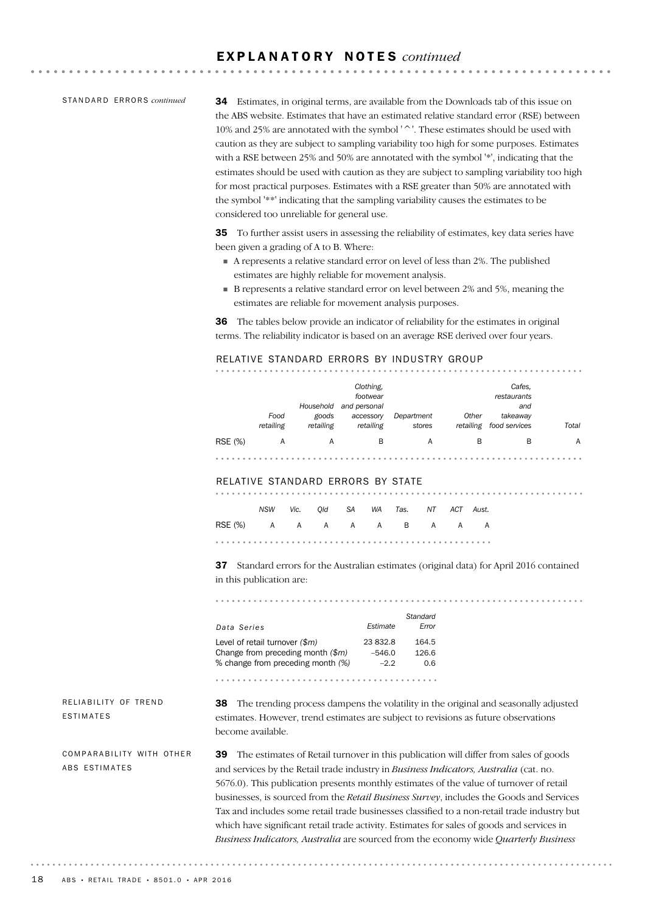# EXPLANATORY NOTES *continued*

STANDARD ERRORS *continued*

**34** Estimates, in original terms, are available from the Downloads tab of this issue on the ABS website. Estimates that have an estimated relative standard error (RSE) between 10% and 25% are annotated with the symbol '^'. These estimates should be used with caution as they are subject to sampling variability too high for some purposes. Estimates with a RSE between 25% and 50% are annotated with the symbol '*', indicating that the estimates should be used with caution as they are subject to sampling variability too high for most practical purposes. Estimates with a RSE greater than 50% are annotated with the symbol '**' indicating that the sampling variability causes the estimates to be considered too unreliable for general use.

**35** To further assist users in assessing the reliability of estimates, key data series have been given a grading of A to B. Where:

- A represents a relative standard error on level of less than 2%. The published estimates are highly reliable for movement analysis.
- B represents a relative standard error on level between 2% and 5%, meaning the estimates are reliable for movement analysis purposes.

**36** The tables below provide an indicator of reliability for the estimates in original terms. The reliability indicator is based on an average RSE derived over four years.

RELATIVE STANDARD ERRORS BY INDUSTRY GROUP

| | *Food retailing* | *Household goods retailing* | *Clothing, footwear and personal accessory retailing* | *Department stores* | *Other retailing* | *Cafes, restaurants and takeaway food services* | *Total* |
|---|---|---|---|---|---|---|---|
| RSE (%) | A | A | B | A | B | B | A |

RELATIVE STANDARD ERRORS BY STATE

| | *NSW* | *Vic.* | *Qld* | *SA* | *WA* | *Tas.* | *NT* | *ACT* | *Aust.* |
|---|---|---|---|---|---|---|---|---|---|
| RSE (%) | A | A | A | A | A | B | A | A | A |

**37** Standard errors for the Australian estimates (original data) for April 2016 contained in this publication are:

| *Data Series* | *Estimate* | *Standard Error* |
|---|---|---|
| Level of retail turnover *($m)* | 23 832.8 | 164.5 |
| Change from preceding month *($m)* | –546.0 | 126.6 |
| % change from preceding month *(%)* | –2.2 | 0.6 |

RELIABILITY OF TREND ESTIMATES

**38** The trending process dampens the volatility in the original and seasonally adjusted estimates. However, trend estimates are subject to revisions as future observations become available.

COMPARABILITY WITH OTHER ABS ESTIMATES

**39** The estimates of Retail turnover in this publication will differ from sales of goods and services by the Retail trade industry in *Business Indicators, Australia* (cat. no. 5676.0). This publication presents monthly estimates of the value of turnover of retail businesses, is sourced from the *Retail Business Survey*, includes the Goods and Services Tax and includes some retail trade businesses classified to a non-retail trade industry but which have significant retail trade activity. Estimates for sales of goods and services in *Business Indicators, Australia* are sourced from the economy wide *Quarterly Business*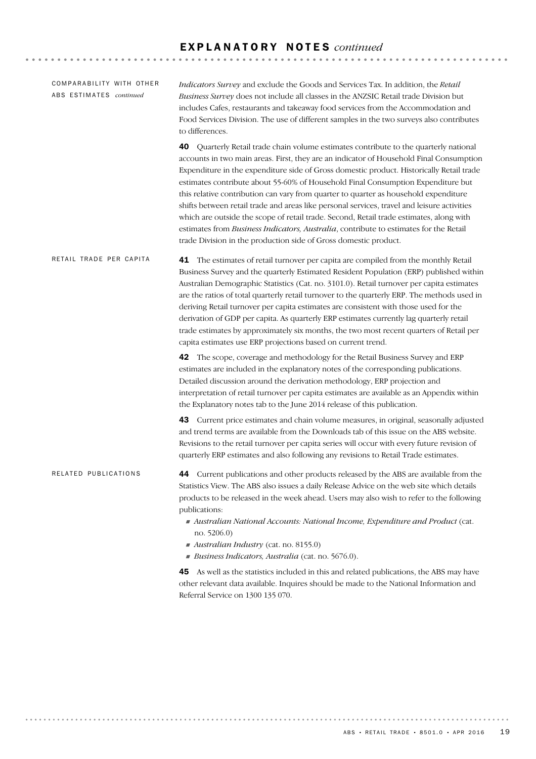## EXPLANATORY NOTES *continued*

### COMPARABILITY WITH OTHER ABS ESTIMATES *continued*

*Indicators Survey* and exclude the Goods and Services Tax. In addition, the *Retail Business Survey* does not include all classes in the ANZSIC Retail trade Division but includes Cafes, restaurants and takeaway food services from the Accommodation and Food Services Division. The use of different samples in the two surveys also contributes to differences.

**40** Quarterly Retail trade chain volume estimates contribute to the quarterly national accounts in two main areas. First, they are an indicator of Household Final Consumption Expenditure in the expenditure side of Gross domestic product. Historically Retail trade estimates contribute about 55-60% of Household Final Consumption Expenditure but this relative contribution can vary from quarter to quarter as household expenditure shifts between retail trade and areas like personal services, travel and leisure activities which are outside the scope of retail trade. Second, Retail trade estimates, along with estimates from *Business Indicators, Australia*, contribute to estimates for the Retail trade Division in the production side of Gross domestic product.

### RETAIL TRADE PER CAPITA

**41** The estimates of retail turnover per capita are compiled from the monthly Retail Business Survey and the quarterly Estimated Resident Population (ERP) published within Australian Demographic Statistics (Cat. no. 3101.0). Retail turnover per capita estimates are the ratios of total quarterly retail turnover to the quarterly ERP. The methods used in deriving Retail turnover per capita estimates are consistent with those used for the derivation of GDP per capita. As quarterly ERP estimates currently lag quarterly retail trade estimates by approximately six months, the two most recent quarters of Retail per capita estimates use ERP projections based on current trend.

**42** The scope, coverage and methodology for the Retail Business Survey and ERP estimates are included in the explanatory notes of the corresponding publications. Detailed discussion around the derivation methodology, ERP projection and interpretation of retail turnover per capita estimates are available as an Appendix within the Explanatory notes tab to the June 2014 release of this publication.

**43** Current price estimates and chain volume measures, in original, seasonally adjusted and trend terms are available from the Downloads tab of this issue on the ABS website. Revisions to the retail turnover per capita series will occur with every future revision of quarterly ERP estimates and also following any revisions to Retail Trade estimates.

### RELATED PUBLICATIONS

**44** Current publications and other products released by the ABS are available from the Statistics View. The ABS also issues a daily Release Advice on the web site which details products to be released in the week ahead. Users may also wish to refer to the following publications:

- *Australian National Accounts: National Income, Expenditure and Product* (cat. no. 5206.0)
- *Australian Industry* (cat. no. 8155.0)
- *Business Indicators, Australia* (cat. no. 5676.0).

**45** As well as the statistics included in this and related publications, the ABS may have other relevant data available. Inquires should be made to the National Information and Referral Service on 1300 135 070.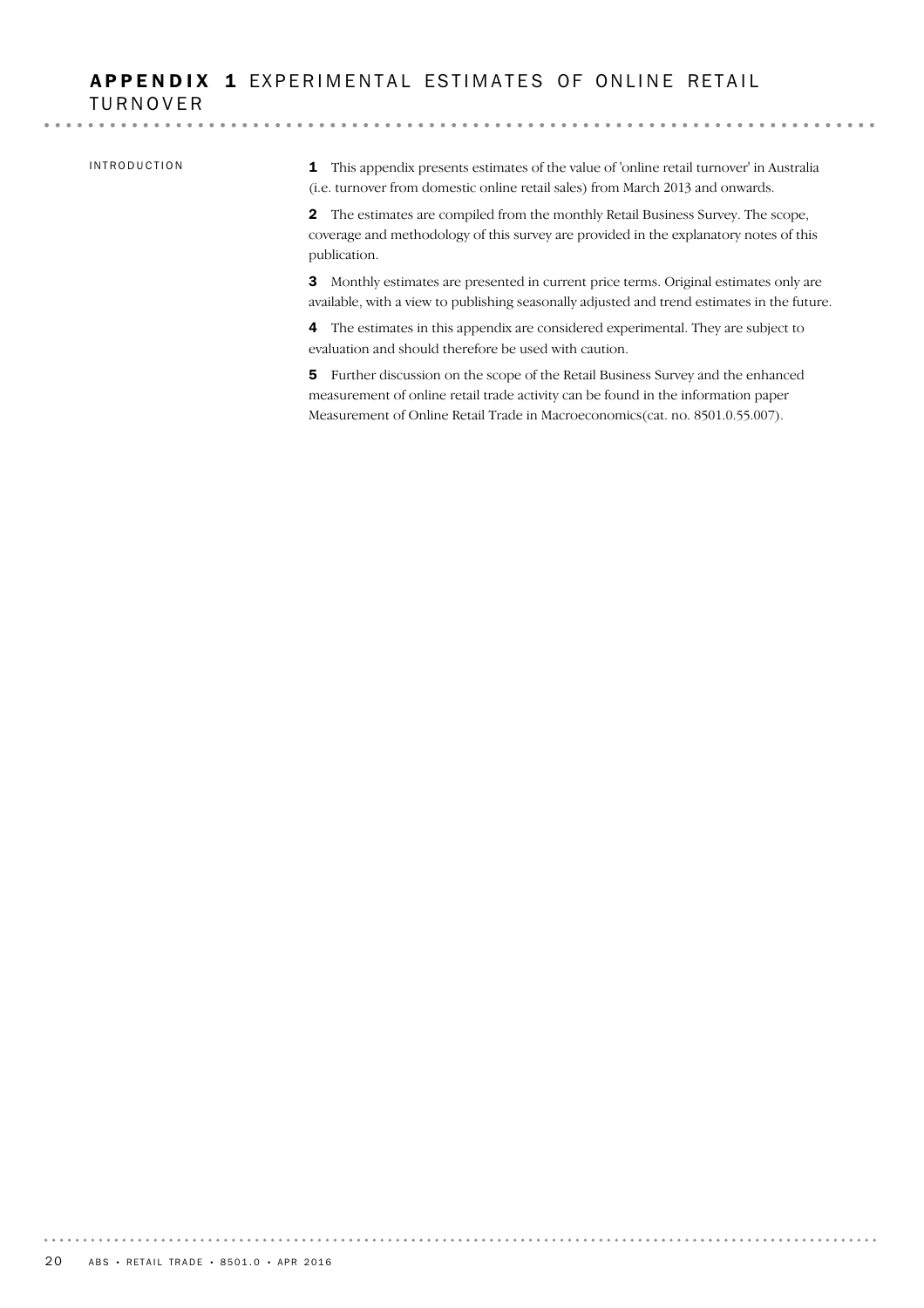# APPENDIX 1 EXPERIMENTAL ESTIMATES OF ONLINE RETAIL TURNOVER

## INTRODUCTION

**1** This appendix presents estimates of the value of 'online retail turnover' in Australia (i.e. turnover from domestic online retail sales) from March 2013 and onwards.

**2** The estimates are compiled from the monthly Retail Business Survey. The scope, coverage and methodology of this survey are provided in the explanatory notes of this publication.

**3** Monthly estimates are presented in current price terms. Original estimates only are available, with a view to publishing seasonally adjusted and trend estimates in the future.

**4** The estimates in this appendix are considered experimental. They are subject to evaluation and should therefore be used with caution.

**5** Further discussion on the scope of the Retail Business Survey and the enhanced measurement of online retail trade activity can be found in the information paper Measurement of Online Retail Trade in Macroeconomics(cat. no. 8501.0.55.007).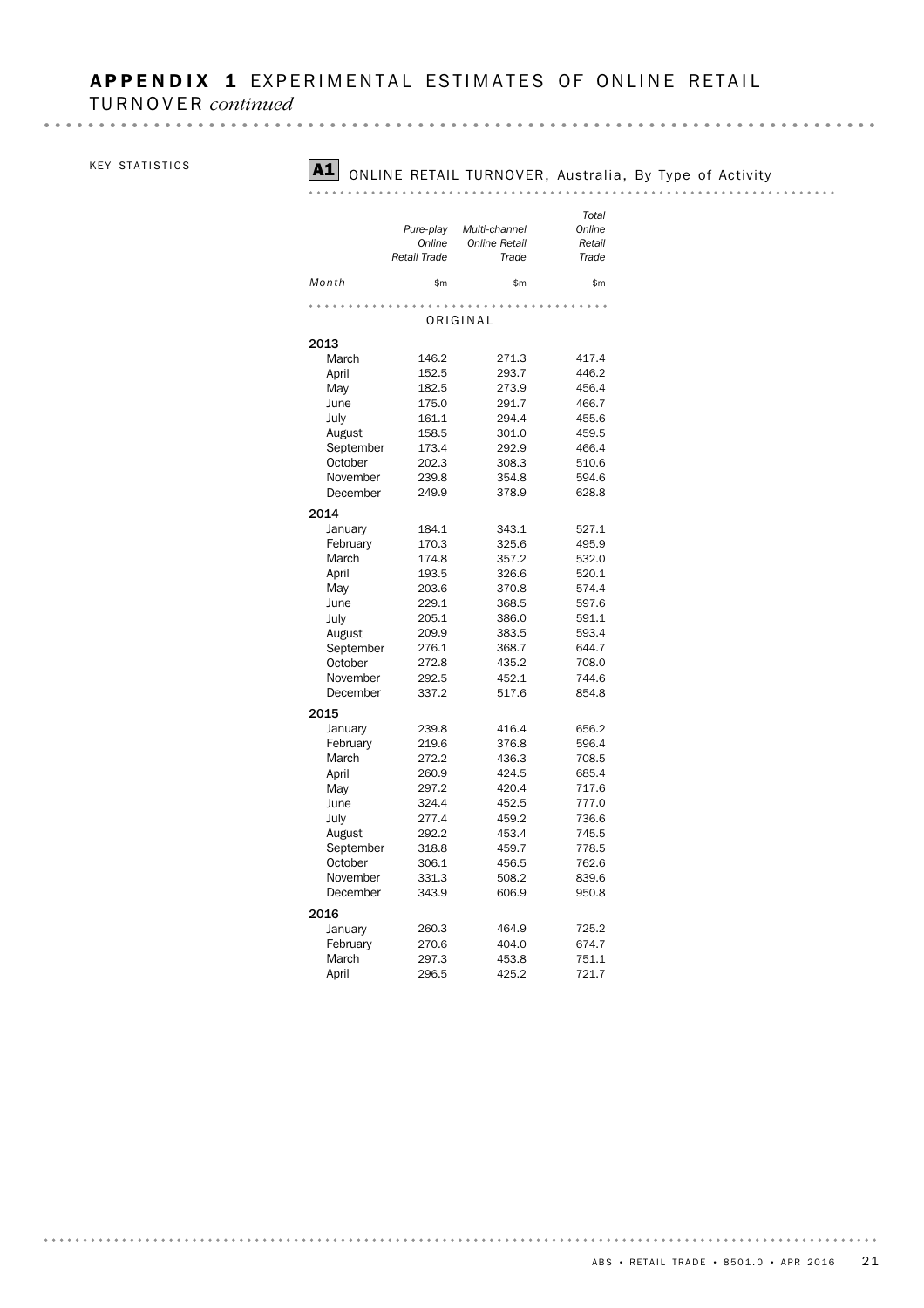# APPENDIX 1 EXPERIMENTAL ESTIMATES OF ONLINE RETAIL TURNOVER *continued*

KEY STATISTICS

## A1 ONLINE RETAIL TURNOVER, Australia, By Type of Activity

| Month | *Pure-play Online Retail Trade* | *Multi-channel Online Retail Trade* | *Total Online Retail Trade* |
|---|---|---|---|
| | $m | $m | $m |
| ORIGINAL | | | |
| **2013** | | | |
| March | 146.2 | 271.3 | 417.4 |
| April | 152.5 | 293.7 | 446.2 |
| May | 182.5 | 273.9 | 456.4 |
| June | 175.0 | 291.7 | 466.7 |
| July | 161.1 | 294.4 | 455.6 |
| August | 158.5 | 301.0 | 459.5 |
| September | 173.4 | 292.9 | 466.4 |
| October | 202.3 | 308.3 | 510.6 |
| November | 239.8 | 354.8 | 594.6 |
| December | 249.9 | 378.9 | 628.8 |
| **2014** | | | |
| January | 184.1 | 343.1 | 527.1 |
| February | 170.3 | 325.6 | 495.9 |
| March | 174.8 | 357.2 | 532.0 |
| April | 193.5 | 326.6 | 520.1 |
| May | 203.6 | 370.8 | 574.4 |
| June | 229.1 | 368.5 | 597.6 |
| July | 205.1 | 386.0 | 591.1 |
| August | 209.9 | 383.5 | 593.4 |
| September | 276.1 | 368.7 | 644.7 |
| October | 272.8 | 435.2 | 708.0 |
| November | 292.5 | 452.1 | 744.6 |
| December | 337.2 | 517.6 | 854.8 |
| **2015** | | | |
| January | 239.8 | 416.4 | 656.2 |
| February | 219.6 | 376.8 | 596.4 |
| March | 272.2 | 436.3 | 708.5 |
| April | 260.9 | 424.5 | 685.4 |
| May | 297.2 | 420.4 | 717.6 |
| June | 324.4 | 452.5 | 777.0 |
| July | 277.4 | 459.2 | 736.6 |
| August | 292.2 | 453.4 | 745.5 |
| September | 318.8 | 459.7 | 778.5 |
| October | 306.1 | 456.5 | 762.6 |
| November | 331.3 | 508.2 | 839.6 |
| December | 343.9 | 606.9 | 950.8 |
| **2016** | | | |
| January | 260.3 | 464.9 | 725.2 |
| February | 270.6 | 404.0 | 674.7 |
| March | 297.3 | 453.8 | 751.1 |
| April | 296.5 | 425.2 | 721.7 |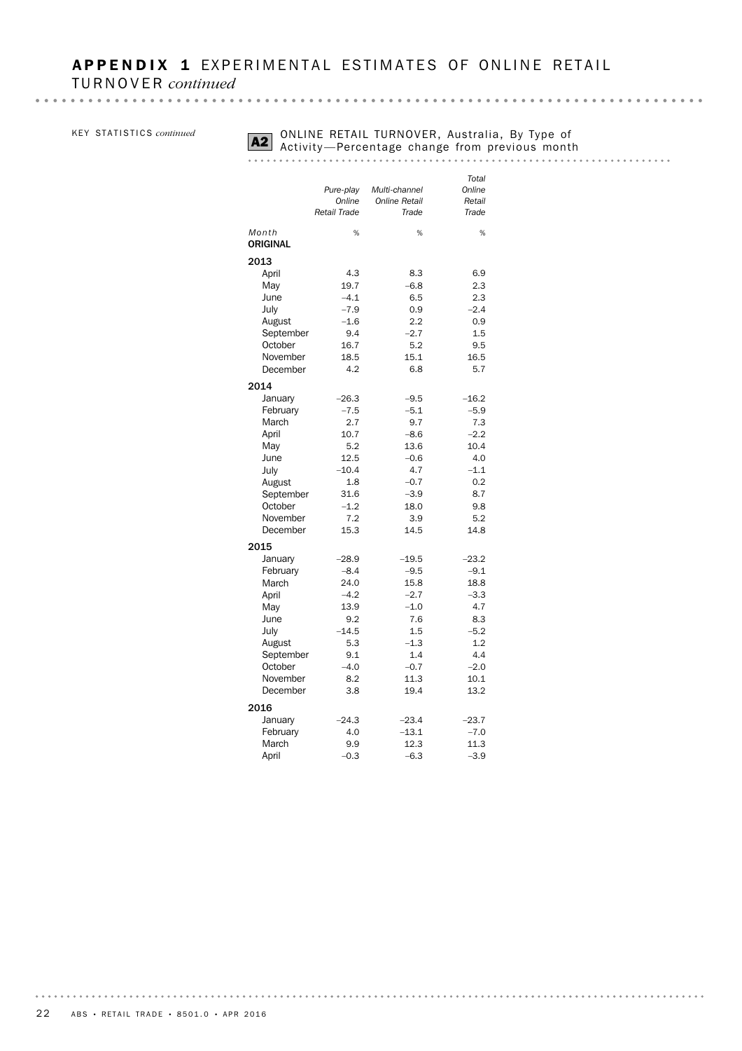# APPENDIX 1 EXPERIMENTAL ESTIMATES OF ONLINE RETAIL TURNOVER *continued*

KEY STATISTICS *continued*

## A2 ONLINE RETAIL TURNOVER, Australia, By Type of Activity—Percentage change from previous month

| Month | *Pure-play Online Retail Trade* | *Multi-channel Online Retail Trade* | *Total Online Retail Trade* |
|---|---|---|---|
| | % | % | % |
| **ORIGINAL** | | | |
| **2013** | | | |
| April | 4.3 | 8.3 | 6.9 |
| May | 19.7 | –6.8 | 2.3 |
| June | –4.1 | 6.5 | 2.3 |
| July | –7.9 | 0.9 | –2.4 |
| August | –1.6 | 2.2 | 0.9 |
| September | 9.4 | –2.7 | 1.5 |
| October | 16.7 | 5.2 | 9.5 |
| November | 18.5 | 15.1 | 16.5 |
| December | 4.2 | 6.8 | 5.7 |
| **2014** | | | |
| January | –26.3 | –9.5 | –16.2 |
| February | –7.5 | –5.1 | –5.9 |
| March | 2.7 | 9.7 | 7.3 |
| April | 10.7 | –8.6 | –2.2 |
| May | 5.2 | 13.6 | 10.4 |
| June | 12.5 | –0.6 | 4.0 |
| July | –10.4 | 4.7 | –1.1 |
| August | 1.8 | –0.7 | 0.2 |
| September | 31.6 | –3.9 | 8.7 |
| October | –1.2 | 18.0 | 9.8 |
| November | 7.2 | 3.9 | 5.2 |
| December | 15.3 | 14.5 | 14.8 |
| **2015** | | | |
| January | –28.9 | –19.5 | –23.2 |
| February | –8.4 | –9.5 | –9.1 |
| March | 24.0 | 15.8 | 18.8 |
| April | –4.2 | –2.7 | –3.3 |
| May | 13.9 | –1.0 | 4.7 |
| June | 9.2 | 7.6 | 8.3 |
| July | –14.5 | 1.5 | –5.2 |
| August | 5.3 | –1.3 | 1.2 |
| September | 9.1 | 1.4 | 4.4 |
| October | –4.0 | –0.7 | –2.0 |
| November | 8.2 | 11.3 | 10.1 |
| December | 3.8 | 19.4 | 13.2 |
| **2016** | | | |
| January | –24.3 | –23.4 | –23.7 |
| February | 4.0 | –13.1 | –7.0 |
| March | 9.9 | 12.3 | 11.3 |
| April | –0.3 | –6.3 | –3.9 |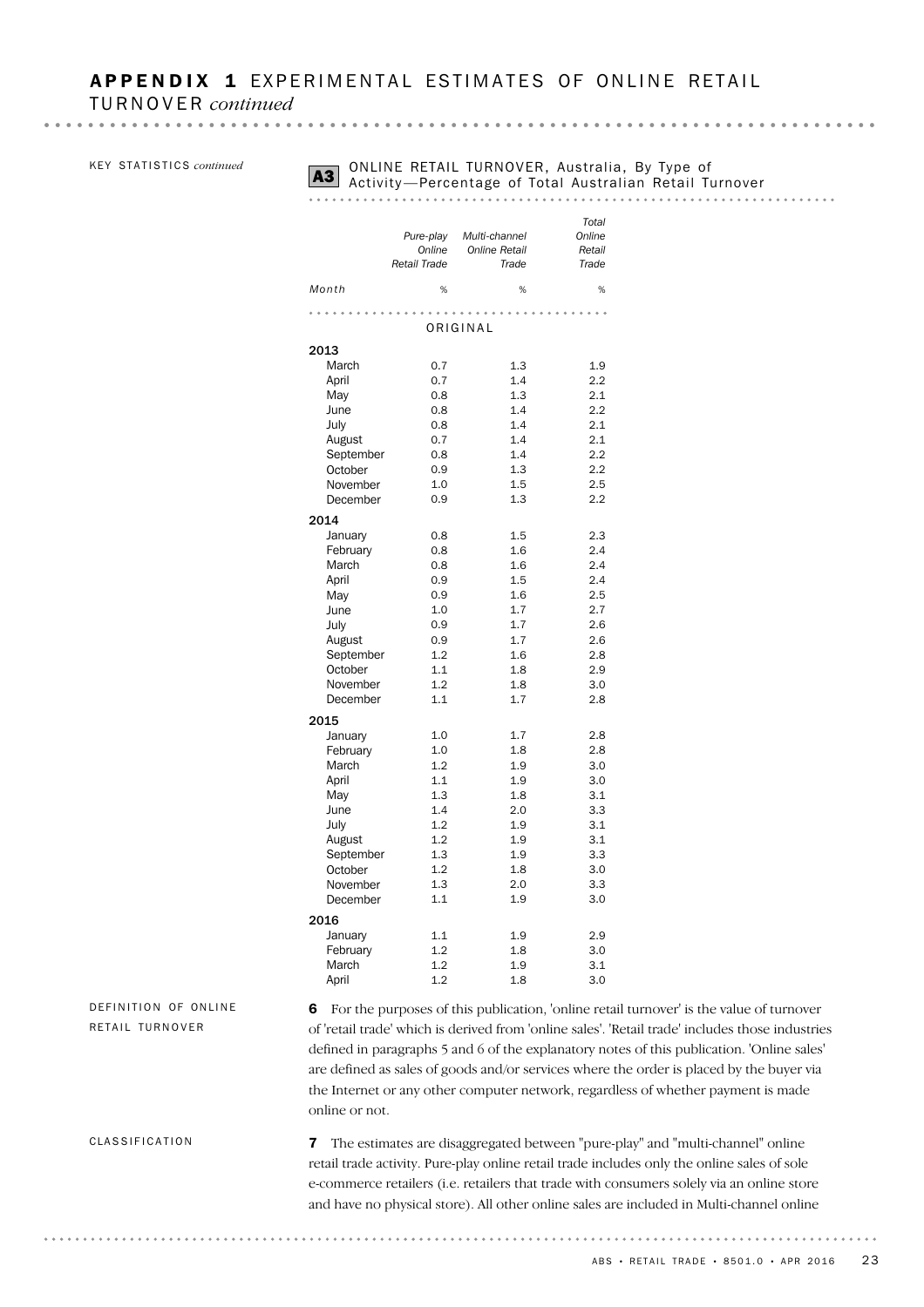# APPENDIX 1 EXPERIMENTAL ESTIMATES OF ONLINE RETAIL TURNOVER *continued*

KEY STATISTICS *continued*

**A3** ONLINE RETAIL TURNOVER, Australia, By Type of Activity—Percentage of Total Australian Retail Turnover

| Month | Pure-play Online Retail Trade | Multi-channel Online Retail Trade | Total Online Retail Trade |
|---|---|---|---|
| | % | % | % |
| **ORIGINAL** | | | |
| **2013** | | | |
| March | 0.7 | 1.3 | 1.9 |
| April | 0.7 | 1.4 | 2.2 |
| May | 0.8 | 1.3 | 2.1 |
| June | 0.8 | 1.4 | 2.2 |
| July | 0.8 | 1.4 | 2.1 |
| August | 0.7 | 1.4 | 2.1 |
| September | 0.8 | 1.4 | 2.2 |
| October | 0.9 | 1.3 | 2.2 |
| November | 1.0 | 1.5 | 2.5 |
| December | 0.9 | 1.3 | 2.2 |
| **2014** | | | |
| January | 0.8 | 1.5 | 2.3 |
| February | 0.8 | 1.6 | 2.4 |
| March | 0.8 | 1.6 | 2.4 |
| April | 0.9 | 1.5 | 2.4 |
| May | 0.9 | 1.6 | 2.5 |
| June | 1.0 | 1.7 | 2.7 |
| July | 0.9 | 1.7 | 2.6 |
| August | 0.9 | 1.7 | 2.6 |
| September | 1.2 | 1.6 | 2.8 |
| October | 1.1 | 1.8 | 2.9 |
| November | 1.2 | 1.8 | 3.0 |
| December | 1.1 | 1.7 | 2.8 |
| **2015** | | | |
| January | 1.0 | 1.7 | 2.8 |
| February | 1.0 | 1.8 | 2.8 |
| March | 1.2 | 1.9 | 3.0 |
| April | 1.1 | 1.9 | 3.0 |
| May | 1.3 | 1.8 | 3.1 |
| June | 1.4 | 2.0 | 3.3 |
| July | 1.2 | 1.9 | 3.1 |
| August | 1.2 | 1.9 | 3.1 |
| September | 1.3 | 1.9 | 3.3 |
| October | 1.2 | 1.8 | 3.0 |
| November | 1.3 | 2.0 | 3.3 |
| December | 1.1 | 1.9 | 3.0 |
| **2016** | | | |
| January | 1.1 | 1.9 | 2.9 |
| February | 1.2 | 1.8 | 3.0 |
| March | 1.2 | 1.9 | 3.1 |
| April | 1.2 | 1.8 | 3.0 |

## DEFINITION OF ONLINE RETAIL TURNOVER

**6** For the purposes of this publication, 'online retail turnover' is the value of turnover of 'retail trade' which is derived from 'online sales'. 'Retail trade' includes those industries defined in paragraphs 5 and 6 of the explanatory notes of this publication. 'Online sales' are defined as sales of goods and/or services where the order is placed by the buyer via the Internet or any other computer network, regardless of whether payment is made online or not.

## CLASSIFICATION

**7** The estimates are disaggregated between "pure-play" and "multi-channel" online retail trade activity. Pure-play online retail trade includes only the online sales of sole e-commerce retailers (i.e. retailers that trade with consumers solely via an online store and have no physical store). All other online sales are included in Multi-channel online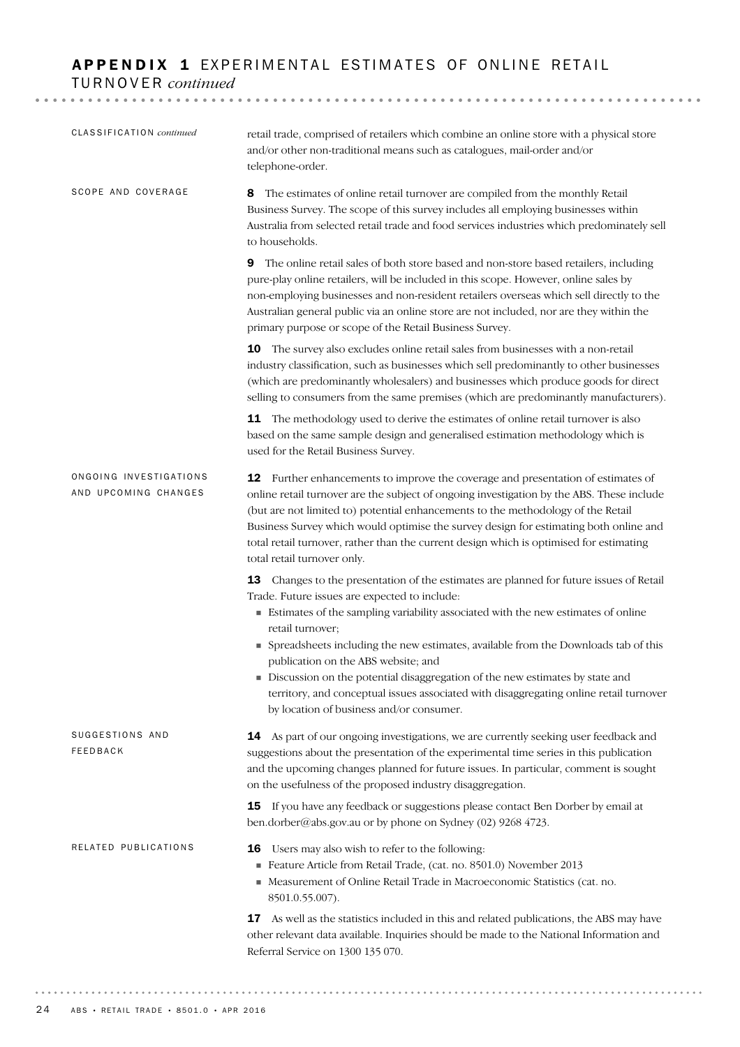# APPENDIX 1 EXPERIMENTAL ESTIMATES OF ONLINE RETAIL TURNOVER *continued*

### CLASSIFICATION *continued*

retail trade, comprised of retailers which combine an online store with a physical store and/or other non-traditional means such as catalogues, mail-order and/or telephone-order.

### SCOPE AND COVERAGE

**8** The estimates of online retail turnover are compiled from the monthly Retail Business Survey. The scope of this survey includes all employing businesses within Australia from selected retail trade and food services industries which predominately sell to households.

**9** The online retail sales of both store based and non-store based retailers, including pure-play online retailers, will be included in this scope. However, online sales by non-employing businesses and non-resident retailers overseas which sell directly to the Australian general public via an online store are not included, nor are they within the primary purpose or scope of the Retail Business Survey.

**10** The survey also excludes online retail sales from businesses with a non-retail industry classification, such as businesses which sell predominantly to other businesses (which are predominantly wholesalers) and businesses which produce goods for direct selling to consumers from the same premises (which are predominantly manufacturers).

**11** The methodology used to derive the estimates of online retail turnover is also based on the same sample design and generalised estimation methodology which is used for the Retail Business Survey.

### ONGOING INVESTIGATIONS AND UPCOMING CHANGES

**12** Further enhancements to improve the coverage and presentation of estimates of online retail turnover are the subject of ongoing investigation by the ABS. These include (but are not limited to) potential enhancements to the methodology of the Retail Business Survey which would optimise the survey design for estimating both online and total retail turnover, rather than the current design which is optimised for estimating total retail turnover only.

**13** Changes to the presentation of the estimates are planned for future issues of Retail Trade. Future issues are expected to include:

- Estimates of the sampling variability associated with the new estimates of online retail turnover;
- Spreadsheets including the new estimates, available from the Downloads tab of this publication on the ABS website; and
- Discussion on the potential disaggregation of the new estimates by state and territory, and conceptual issues associated with disaggregating online retail turnover by location of business and/or consumer.

### SUGGESTIONS AND FEEDBACK

**14** As part of our ongoing investigations, we are currently seeking user feedback and suggestions about the presentation of the experimental time series in this publication and the upcoming changes planned for future issues. In particular, comment is sought on the usefulness of the proposed industry disaggregation.

**15** If you have any feedback or suggestions please contact Ben Dorber by email at ben.dorber@abs.gov.au or by phone on Sydney (02) 9268 4723.

### RELATED PUBLICATIONS

**16** Users may also wish to refer to the following:

- Feature Article from Retail Trade, (cat. no. 8501.0) November 2013
- Measurement of Online Retail Trade in Macroeconomic Statistics (cat. no. 8501.0.55.007).

**17** As well as the statistics included in this and related publications, the ABS may have other relevant data available. Inquiries should be made to the National Information and Referral Service on 1300 135 070.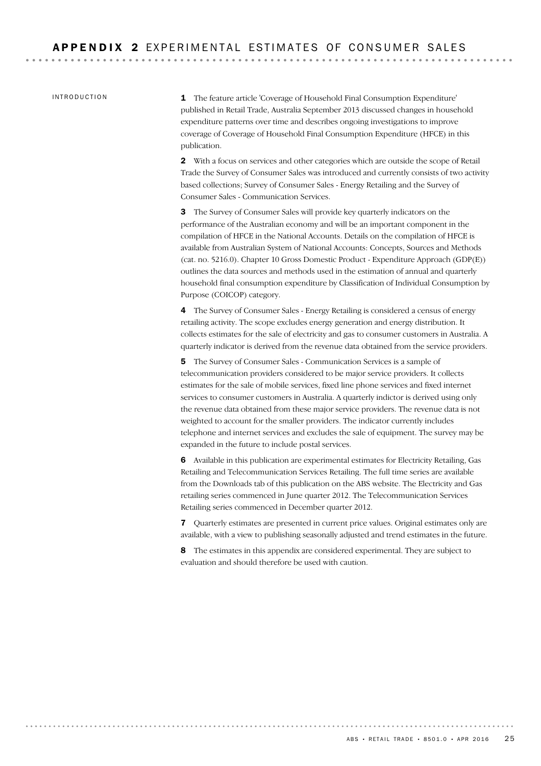# APPENDIX 2 EXPERIMENTAL ESTIMATES OF CONSUMER SALES

## INTRODUCTION

**1** The feature article 'Coverage of Household Final Consumption Expenditure' published in Retail Trade, Australia September 2013 discussed changes in household expenditure patterns over time and describes ongoing investigations to improve coverage of Coverage of Household Final Consumption Expenditure (HFCE) in this publication.

**2** With a focus on services and other categories which are outside the scope of Retail Trade the Survey of Consumer Sales was introduced and currently consists of two activity based collections; Survey of Consumer Sales - Energy Retailing and the Survey of Consumer Sales - Communication Services.

**3** The Survey of Consumer Sales will provide key quarterly indicators on the performance of the Australian economy and will be an important component in the compilation of HFCE in the National Accounts. Details on the compilation of HFCE is available from Australian System of National Accounts: Concepts, Sources and Methods (cat. no. 5216.0). Chapter 10 Gross Domestic Product - Expenditure Approach (GDP(E)) outlines the data sources and methods used in the estimation of annual and quarterly household final consumption expenditure by Classification of Individual Consumption by Purpose (COICOP) category.

**4** The Survey of Consumer Sales - Energy Retailing is considered a census of energy retailing activity. The scope excludes energy generation and energy distribution. It collects estimates for the sale of electricity and gas to consumer customers in Australia. A quarterly indicator is derived from the revenue data obtained from the service providers.

**5** The Survey of Consumer Sales - Communication Services is a sample of telecommunication providers considered to be major service providers. It collects estimates for the sale of mobile services, fixed line phone services and fixed internet services to consumer customers in Australia. A quarterly indictor is derived using only the revenue data obtained from these major service providers. The revenue data is not weighted to account for the smaller providers. The indicator currently includes telephone and internet services and excludes the sale of equipment. The survey may be expanded in the future to include postal services.

**6** Available in this publication are experimental estimates for Electricity Retailing, Gas Retailing and Telecommunication Services Retailing. The full time series are available from the Downloads tab of this publication on the ABS website. The Electricity and Gas retailing series commenced in June quarter 2012. The Telecommunication Services Retailing series commenced in December quarter 2012.

**7** Quarterly estimates are presented in current price values. Original estimates only are available, with a view to publishing seasonally adjusted and trend estimates in the future.

**8** The estimates in this appendix are considered experimental. They are subject to evaluation and should therefore be used with caution.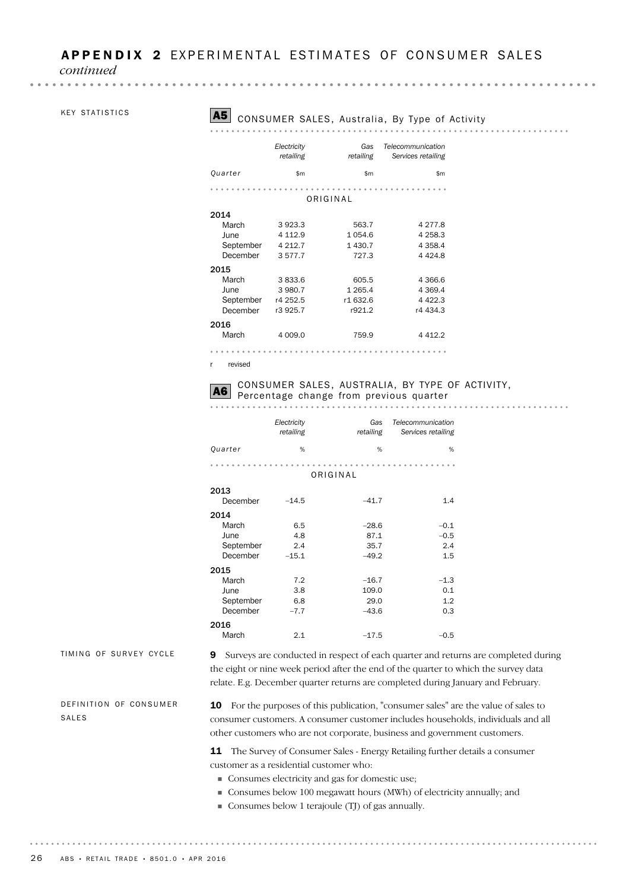## APPENDIX 2 EXPERIMENTAL ESTIMATES OF CONSUMER SALES *continued*

KEY STATISTICS

### A5 CONSUMER SALES, Australia, By Type of Activity

| Quarter | *Electricity retailing* | *Gas retailing* | *Telecommunication Services retailing* |
|---|---|---|---|
| | $m | $m | $m |
| | | ORIGINAL | |
| **2014** | | | |
| March | 3 923.3 | 563.7 | 4 277.8 |
| June | 4 112.9 | 1 054.6 | 4 258.3 |
| September | 4 212.7 | 1 430.7 | 4 358.4 |
| December | 3 577.7 | 727.3 | 4 424.8 |
| **2015** | | | |
| March | 3 833.6 | 605.5 | 4 366.6 |
| June | 3 980.7 | 1 265.4 | 4 369.4 |
| September | r4 252.5 | r1 632.6 | 4 422.3 |
| December | r3 925.7 | r921.2 | r4 434.3 |
| **2016** | | | |
| March | 4 009.0 | 759.9 | 4 412.2 |

r revised

### A6 CONSUMER SALES, AUSTRALIA, BY TYPE OF ACTIVITY, Percentage change from previous quarter

| Quarter | *Electricity retailing* | *Gas retailing* | *Telecommunication Services retailing* |
|---|---|---|---|
| | % | % | % |
| | | ORIGINAL | |
| **2013** | | | |
| December | –14.5 | –41.7 | 1.4 |
| **2014** | | | |
| March | 6.5 | –28.6 | –0.1 |
| June | 4.8 | 87.1 | –0.5 |
| September | 2.4 | 35.7 | 2.4 |
| December | –15.1 | –49.2 | 1.5 |
| **2015** | | | |
| March | 7.2 | –16.7 | –1.3 |
| June | 3.8 | 109.0 | 0.1 |
| September | 6.8 | 29.0 | 1.2 |
| December | –7.7 | –43.6 | 0.3 |
| **2016** | | | |
| March | 2.1 | –17.5 | –0.5 |

TIMING OF SURVEY CYCLE

**9** Surveys are conducted in respect of each quarter and returns are completed during the eight or nine week period after the end of the quarter to which the survey data relate. E.g. December quarter returns are completed during January and February.

DEFINITION OF CONSUMER SALES

**10** For the purposes of this publication, "consumer sales" are the value of sales to consumer customers. A consumer customer includes households, individuals and all other customers who are not corporate, business and government customers.

**11** The Survey of Consumer Sales - Energy Retailing further details a consumer customer as a residential customer who:

- Consumes electricity and gas for domestic use;
- Consumes below 100 megawatt hours (MWh) of electricity annually; and
- Consumes below 1 terajoule (TJ) of gas annually.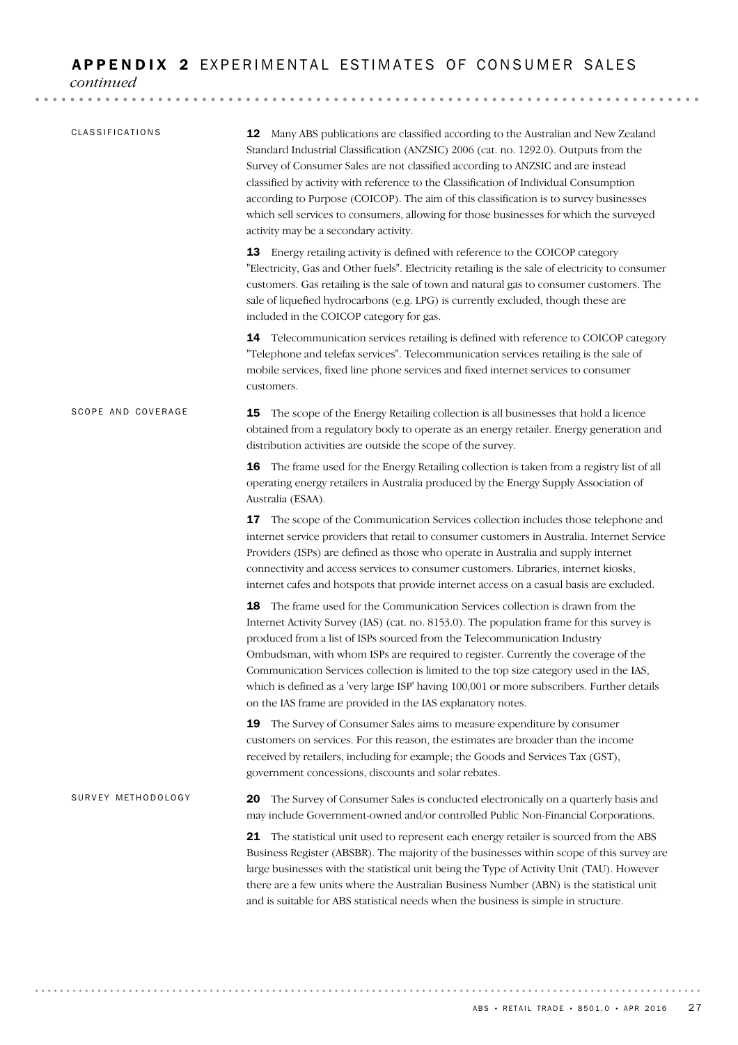## APPENDIX 2 EXPERIMENTAL ESTIMATES OF CONSUMER SALES *continued*

### CLASSIFICATIONS

**12** Many ABS publications are classified according to the Australian and New Zealand Standard Industrial Classification (ANZSIC) 2006 (cat. no. 1292.0). Outputs from the Survey of Consumer Sales are not classified according to ANZSIC and are instead classified by activity with reference to the Classification of Individual Consumption according to Purpose (COICOP). The aim of this classification is to survey businesses which sell services to consumers, allowing for those businesses for which the surveyed activity may be a secondary activity.

**13** Energy retailing activity is defined with reference to the COICOP category "Electricity, Gas and Other fuels". Electricity retailing is the sale of electricity to consumer customers. Gas retailing is the sale of town and natural gas to consumer customers. The sale of liquefied hydrocarbons (e.g. LPG) is currently excluded, though these are included in the COICOP category for gas.

**14** Telecommunication services retailing is defined with reference to COICOP category "Telephone and telefax services". Telecommunication services retailing is the sale of mobile services, fixed line phone services and fixed internet services to consumer customers.

### SCOPE AND COVERAGE

**15** The scope of the Energy Retailing collection is all businesses that hold a licence obtained from a regulatory body to operate as an energy retailer. Energy generation and distribution activities are outside the scope of the survey.

**16** The frame used for the Energy Retailing collection is taken from a registry list of all operating energy retailers in Australia produced by the Energy Supply Association of Australia (ESAA).

**17** The scope of the Communication Services collection includes those telephone and internet service providers that retail to consumer customers in Australia. Internet Service Providers (ISPs) are defined as those who operate in Australia and supply internet connectivity and access services to consumer customers. Libraries, internet kiosks, internet cafes and hotspots that provide internet access on a casual basis are excluded.

**18** The frame used for the Communication Services collection is drawn from the Internet Activity Survey (IAS) (cat. no. 8153.0). The population frame for this survey is produced from a list of ISPs sourced from the Telecommunication Industry Ombudsman, with whom ISPs are required to register. Currently the coverage of the Communication Services collection is limited to the top size category used in the IAS, which is defined as a 'very large ISP' having 100,001 or more subscribers. Further details on the IAS frame are provided in the IAS explanatory notes.

**19** The Survey of Consumer Sales aims to measure expenditure by consumer customers on services. For this reason, the estimates are broader than the income received by retailers, including for example; the Goods and Services Tax (GST), government concessions, discounts and solar rebates.

### SURVEY METHODOLOGY

**20** The Survey of Consumer Sales is conducted electronically on a quarterly basis and may include Government-owned and/or controlled Public Non-Financial Corporations.

**21** The statistical unit used to represent each energy retailer is sourced from the ABS Business Register (ABSBR). The majority of the businesses within scope of this survey are large businesses with the statistical unit being the Type of Activity Unit (TAU). However there are a few units where the Australian Business Number (ABN) is the statistical unit and is suitable for ABS statistical needs when the business is simple in structure.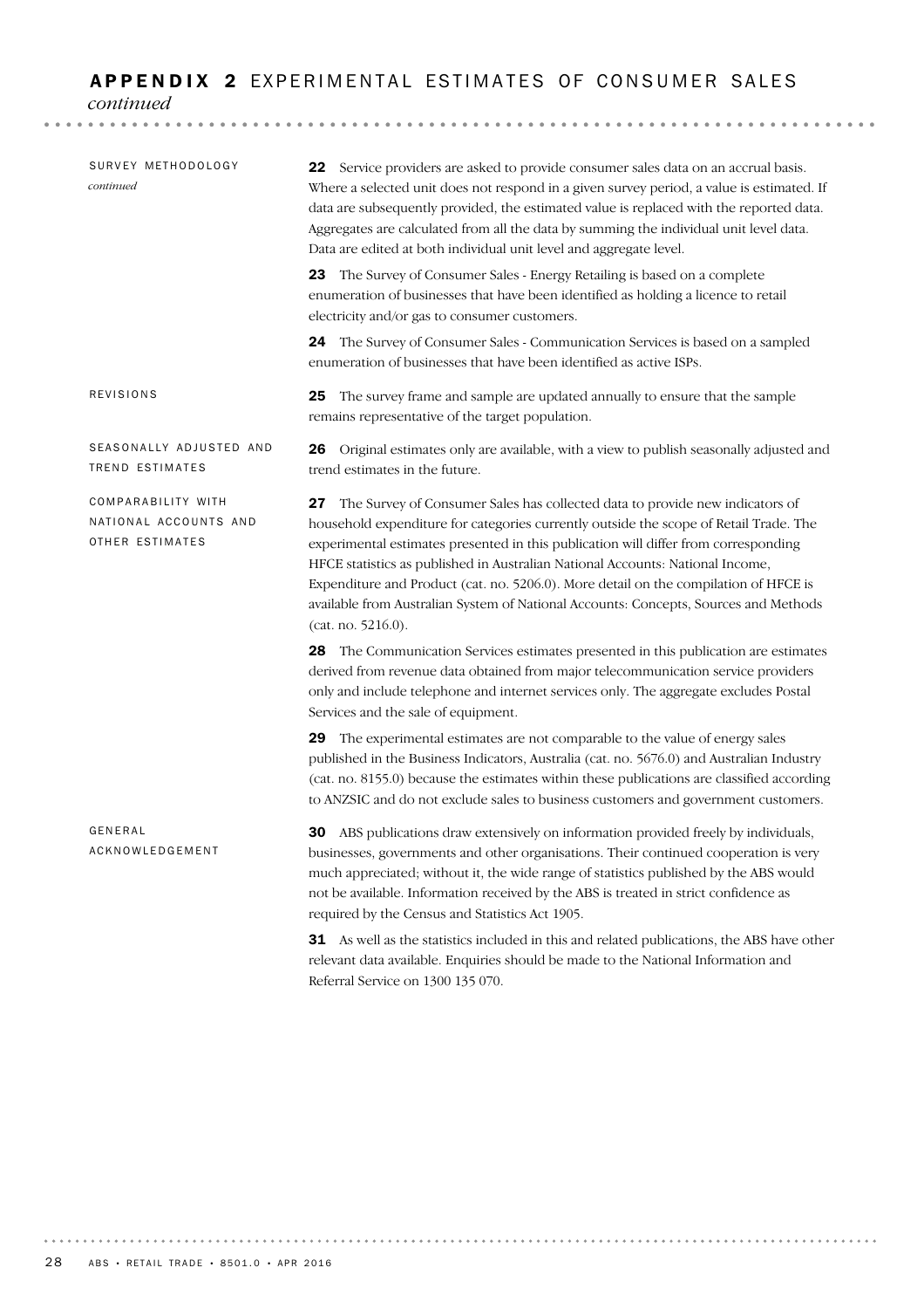## APPENDIX 2 EXPERIMENTAL ESTIMATES OF CONSUMER SALES *continued*

### SURVEY METHODOLOGY *continued*

**22** Service providers are asked to provide consumer sales data on an accrual basis. Where a selected unit does not respond in a given survey period, a value is estimated. If data are subsequently provided, the estimated value is replaced with the reported data. Aggregates are calculated from all the data by summing the individual unit level data. Data are edited at both individual unit level and aggregate level.

**23** The Survey of Consumer Sales - Energy Retailing is based on a complete enumeration of businesses that have been identified as holding a licence to retail electricity and/or gas to consumer customers.

**24** The Survey of Consumer Sales - Communication Services is based on a sampled enumeration of businesses that have been identified as active ISPs.

### REVISIONS

**25** The survey frame and sample are updated annually to ensure that the sample remains representative of the target population.

### SEASONALLY ADJUSTED AND TREND ESTIMATES

**26** Original estimates only are available, with a view to publish seasonally adjusted and trend estimates in the future.

### COMPARABILITY WITH NATIONAL ACCOUNTS AND OTHER ESTIMATES

**27** The Survey of Consumer Sales has collected data to provide new indicators of household expenditure for categories currently outside the scope of Retail Trade. The experimental estimates presented in this publication will differ from corresponding HFCE statistics as published in Australian National Accounts: National Income, Expenditure and Product (cat. no. 5206.0). More detail on the compilation of HFCE is available from Australian System of National Accounts: Concepts, Sources and Methods (cat. no. 5216.0).

**28** The Communication Services estimates presented in this publication are estimates derived from revenue data obtained from major telecommunication service providers only and include telephone and internet services only. The aggregate excludes Postal Services and the sale of equipment.

**29** The experimental estimates are not comparable to the value of energy sales published in the Business Indicators, Australia (cat. no. 5676.0) and Australian Industry (cat. no. 8155.0) because the estimates within these publications are classified according to ANZSIC and do not exclude sales to business customers and government customers.

### GENERAL ACKNOWLEDGEMENT

**30** ABS publications draw extensively on information provided freely by individuals, businesses, governments and other organisations. Their continued cooperation is very much appreciated; without it, the wide range of statistics published by the ABS would not be available. Information received by the ABS is treated in strict confidence as required by the Census and Statistics Act 1905.

**31** As well as the statistics included in this and related publications, the ABS have other relevant data available. Enquiries should be made to the National Information and Referral Service on 1300 135 070.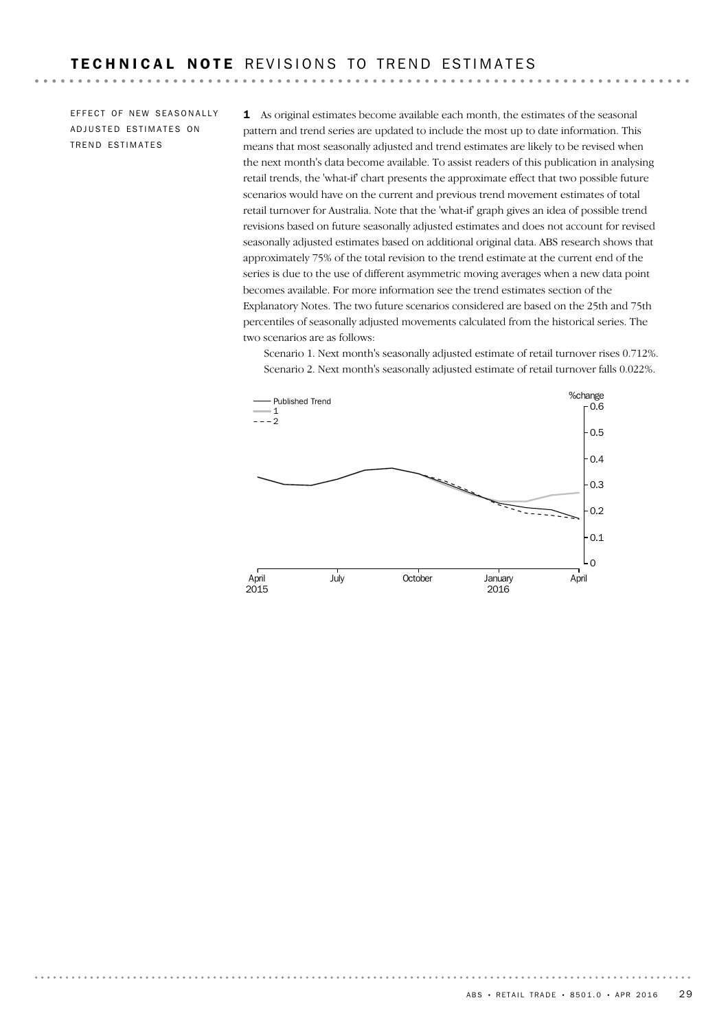# TECHNICAL NOTE REVISIONS TO TREND ESTIMATES

## EFFECT OF NEW SEASONALLY ADJUSTED ESTIMATES ON TREND ESTIMATES

**1** As original estimates become available each month, the estimates of the seasonal pattern and trend series are updated to include the most up to date information. This means that most seasonally adjusted and trend estimates are likely to be revised when the next month's data become available. To assist readers of this publication in analysing retail trends, the 'what-if' chart presents the approximate effect that two possible future scenarios would have on the current and previous trend movement estimates of total retail turnover for Australia. Note that the 'what-if' graph gives an idea of possible trend revisions based on future seasonally adjusted estimates and does not account for revised seasonally adjusted estimates based on additional original data. ABS research shows that approximately 75% of the total revision to the trend estimate at the current end of the series is due to the use of different asymmetric moving averages when a new data point becomes available. For more information see the trend estimates section of the Explanatory Notes. The two future scenarios considered are based on the 25th and 75th percentiles of seasonally adjusted movements calculated from the historical series. The two scenarios are as follows:

Scenario 1. Next month's seasonally adjusted estimate of retail turnover rises 0.712%.

Scenario 2. Next month's seasonally adjusted estimate of retail turnover falls 0.022%.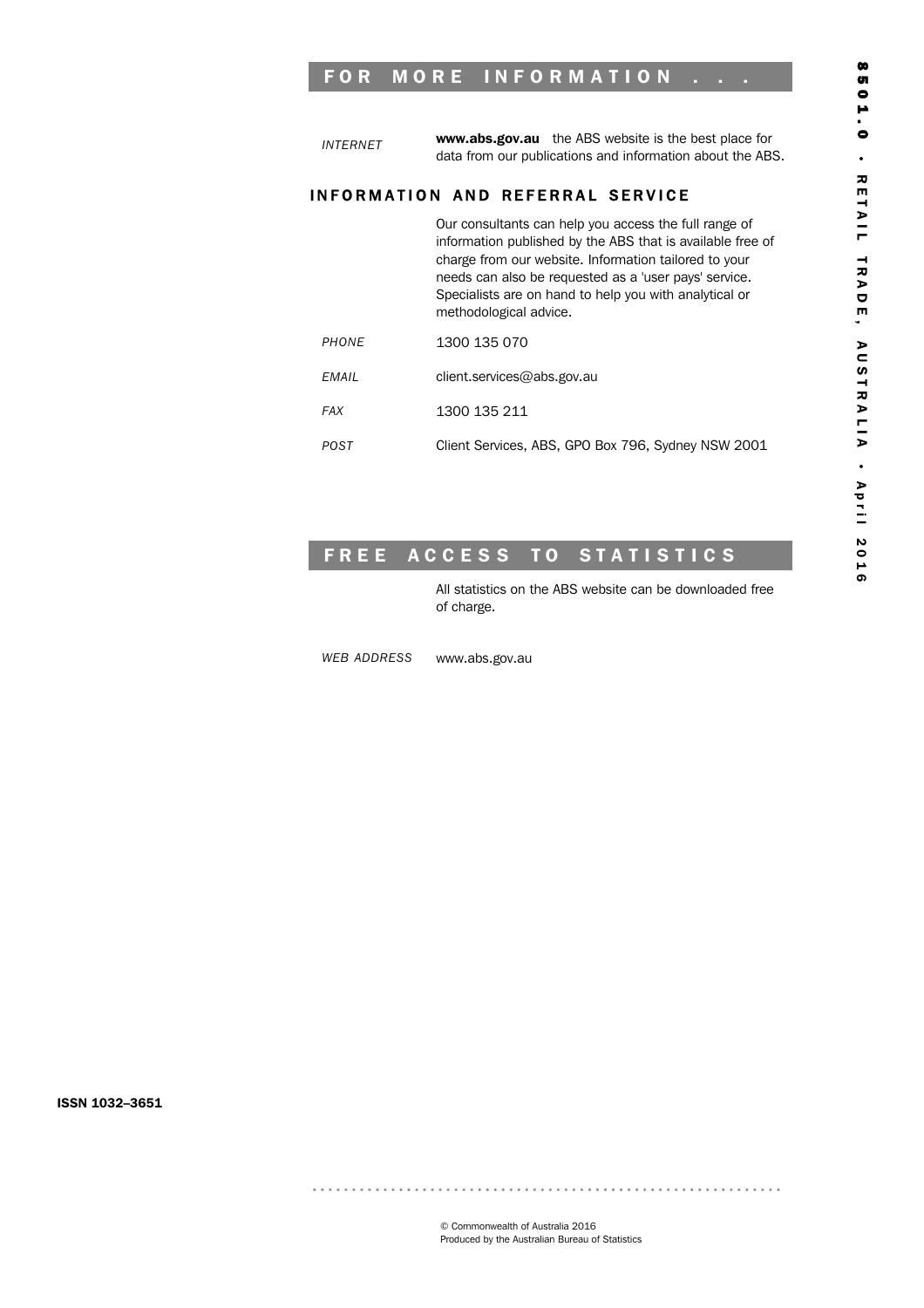## FOR MORE INFORMATION . . .

*INTERNET* **www.abs.gov.au** the ABS website is the best place for data from our publications and information about the ABS.

### INFORMATION AND REFERRAL SERVICE

Our consultants can help you access the full range of information published by the ABS that is available free of charge from our website. Information tailored to your needs can also be requested as a 'user pays' service. Specialists are on hand to help you with analytical or methodological advice.

*PHONE* 1300 135 070

*EMAIL* client.services@abs.gov.au

*FAX* 1300 135 211

*POST* Client Services, ABS, GPO Box 796, Sydney NSW 2001

## FREE ACCESS TO STATISTICS

All statistics on the ABS website can be downloaded free of charge.

*WEB ADDRESS* www.abs.gov.au

**ISSN 1032–3651**

© Commonwealth of Australia 2016
Produced by the Australian Bureau of Statistics